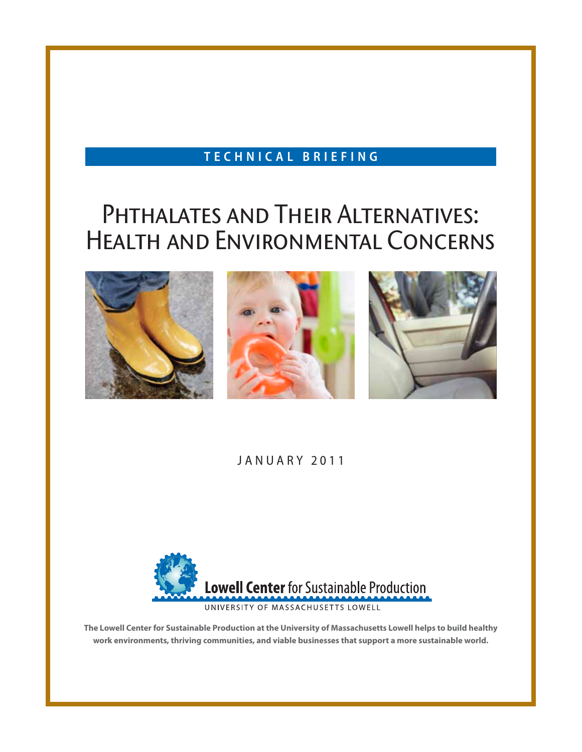**TECHNICAL BRIEFING**

# Phthalates and Their Alternatives: Health and Environmental Concerns

JANUARY 2011

Lowell Center for Sustainable Production

UNIVERSITY OF MASSACHUSETTS LOWELL

**The Lowell Center for Sustainable Production at the University of Massachusetts Lowell helps to build healthy work environments, thriving communities, and viable businesses that support a more sustainable world.**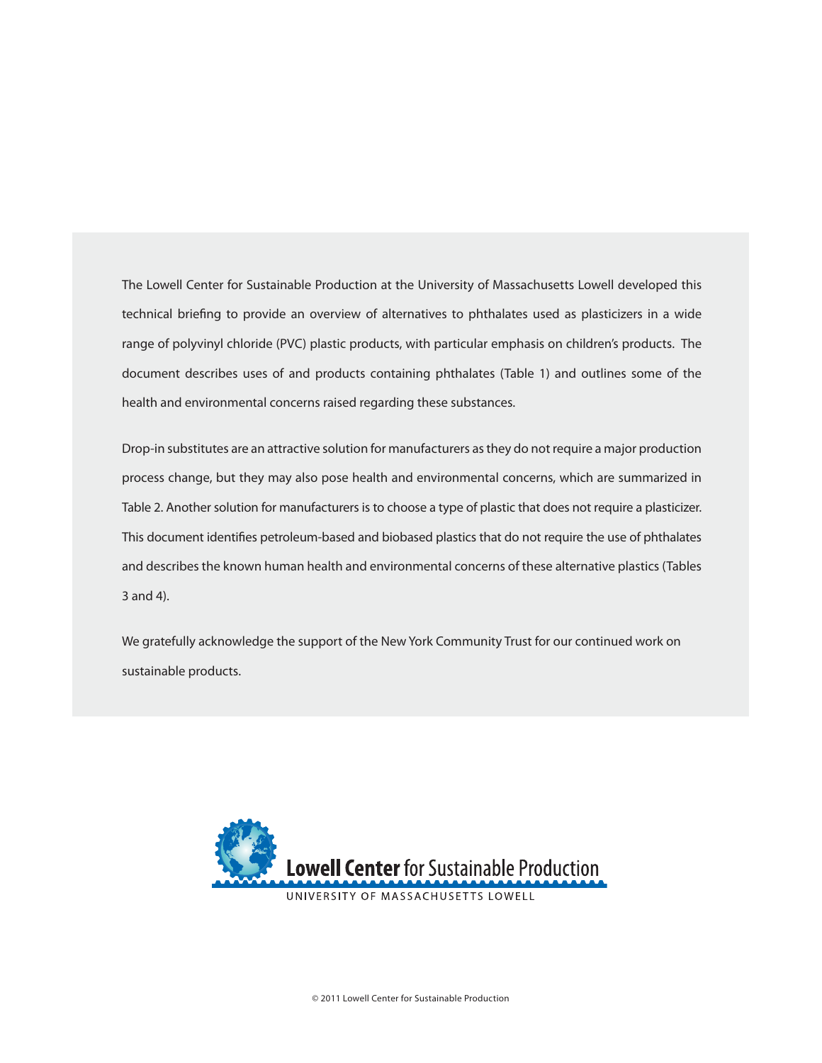The Lowell Center for Sustainable Production at the University of Massachusetts Lowell developed this technical briefing to provide an overview of alternatives to phthalates used as plasticizers in a wide range of polyvinyl chloride (PVC) plastic products, with particular emphasis on children's products. The document describes uses of and products containing phthalates (Table 1) and outlines some of the health and environmental concerns raised regarding these substances.

Drop-in substitutes are an attractive solution for manufacturers as they do not require a major production process change, but they may also pose health and environmental concerns, which are summarized in Table 2. Another solution for manufacturers is to choose a type of plastic that does not require a plasticizer. This document identifies petroleum-based and biobased plastics that do not require the use of phthalates and describes the known human health and environmental concerns of these alternative plastics (Tables 3 and 4).

We gratefully acknowledge the support of the New York Community Trust for our continued work on sustainable products.

**Lowell Center** for Sustainable Production

UNIVERSITY OF MASSACHUSETTS LOWELL

© 2011 Lowell Center for Sustainable Production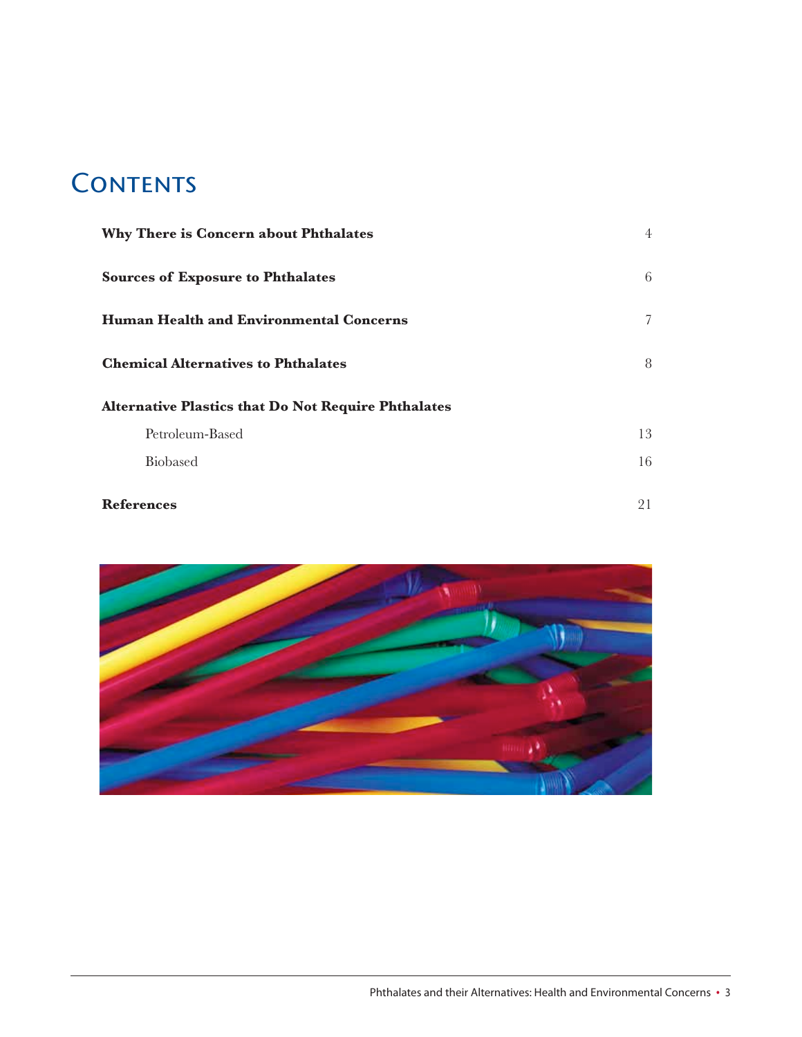# Contents

| | |
|---|---|
| **Why There is Concern about Phthalates** | 4 |
| **Sources of Exposure to Phthalates** | 6 |
| **Human Health and Environmental Concerns** | 7 |
| **Chemical Alternatives to Phthalates** | 8 |
| **Alternative Plastics that Do Not Require Phthalates** | |
| Petroleum-Based | 13 |
| Biobased | 16 |
| **References** | 21 |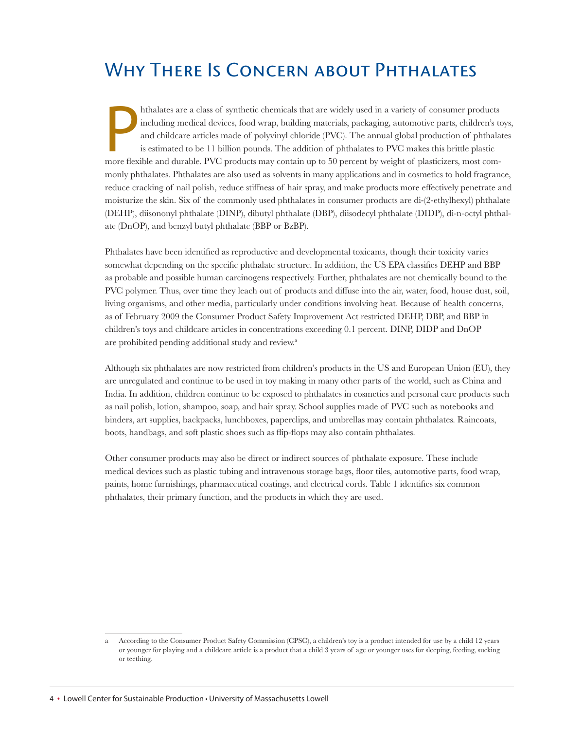# Why There Is Concern about Phthalates

Phthalates are a class of synthetic chemicals that are widely used in a variety of consumer products including medical devices, food wrap, building materials, packaging, automotive parts, children's toys, and childcare articles made of polyvinyl chloride (PVC). The annual global production of phthalates is estimated to be 11 billion pounds. The addition of phthalates to PVC makes this brittle plastic more flexible and durable. PVC products may contain up to 50 percent by weight of plasticizers, most commonly phthalates. Phthalates are also used as solvents in many applications and in cosmetics to hold fragrance, reduce cracking of nail polish, reduce stiffness of hair spray, and make products more effectively penetrate and moisturize the skin. Six of the commonly used phthalates in consumer products are di-(2-ethylhexyl) phthalate (DEHP), diisononyl phthalate (DINP), dibutyl phthalate (DBP), diisodecyl phthalate (DIDP), di-n-octyl phthalate (DnOP), and benzyl butyl phthalate (BBP or BzBP).

Phthalates have been identified as reproductive and developmental toxicants, though their toxicity varies somewhat depending on the specific phthalate structure. In addition, the US EPA classifies DEHP and BBP as probable and possible human carcinogens respectively. Further, phthalates are not chemically bound to the PVC polymer. Thus, over time they leach out of products and diffuse into the air, water, food, house dust, soil, living organisms, and other media, particularly under conditions involving heat. Because of health concerns, as of February 2009 the Consumer Product Safety Improvement Act restricted DEHP, DBP, and BBP in children's toys and childcare articles in concentrations exceeding 0.1 percent. DINP, DIDP and DnOP are prohibited pending additional study and review.[a]

Although six phthalates are now restricted from children's products in the US and European Union (EU), they are unregulated and continue to be used in toy making in many other parts of the world, such as China and India. In addition, children continue to be exposed to phthalates in cosmetics and personal care products such as nail polish, lotion, shampoo, soap, and hair spray. School supplies made of PVC such as notebooks and binders, art supplies, backpacks, lunchboxes, paperclips, and umbrellas may contain phthalates. Raincoats, boots, handbags, and soft plastic shoes such as flip-flops may also contain phthalates.

Other consumer products may also be direct or indirect sources of phthalate exposure. These include medical devices such as plastic tubing and intravenous storage bags, floor tiles, automotive parts, food wrap, paints, home furnishings, pharmaceutical coatings, and electrical cords. Table 1 identifies six common phthalates, their primary function, and the products in which they are used.

---

a According to the Consumer Product Safety Commission (CPSC), a children's toy is a product intended for use by a child 12 years or younger for playing and a childcare article is a product that a child 3 years of age or younger uses for sleeping, feeding, sucking or teething.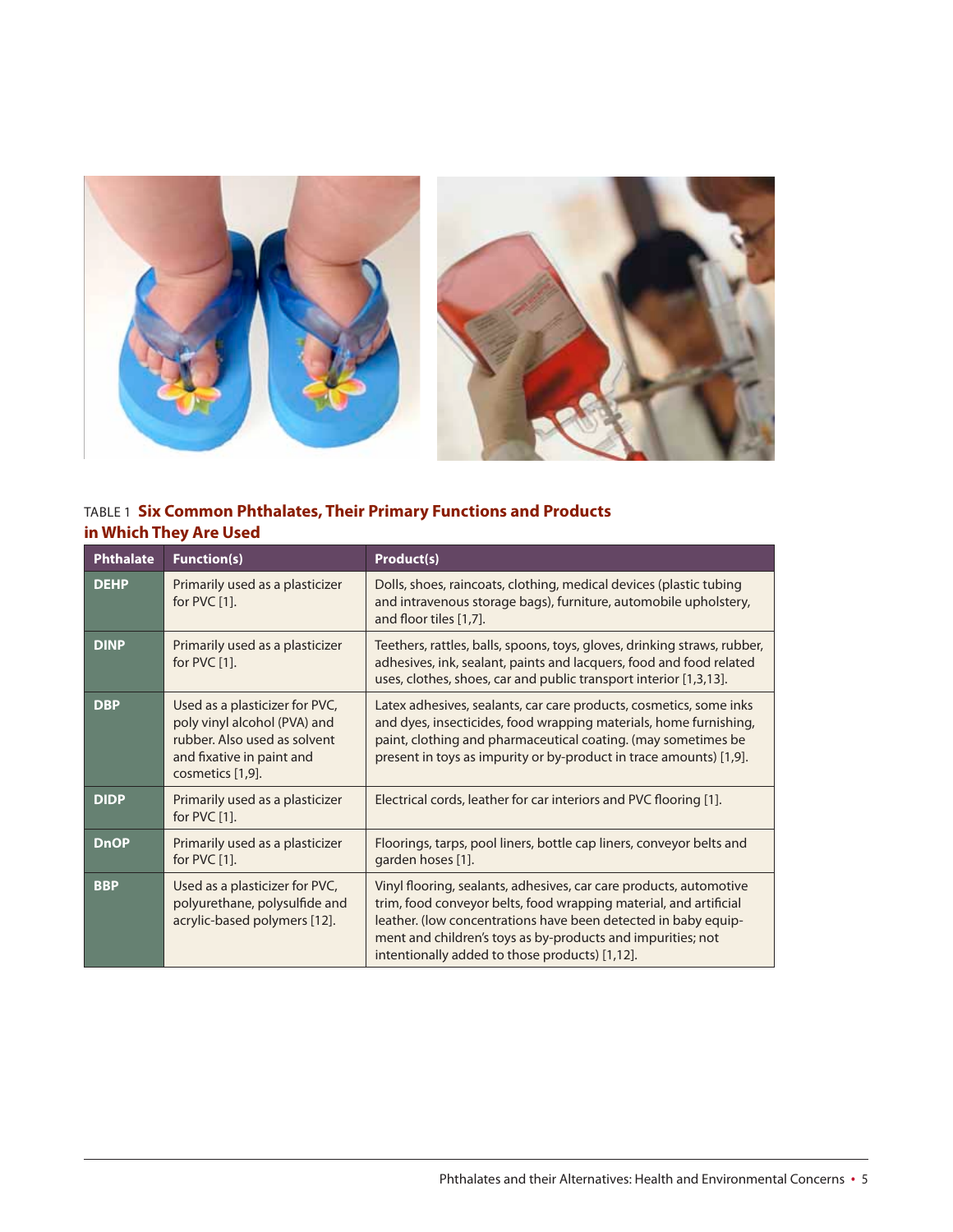TABLE 1 **Six Common Phthalates, Their Primary Functions and Products in Which They Are Used**

| Phthalate | Function(s) | Product(s) |
|---|---|---|
| **DEHP** | Primarily used as a plasticizer for PVC [1]. | Dolls, shoes, raincoats, clothing, medical devices (plastic tubing and intravenous storage bags), furniture, automobile upholstery, and floor tiles [1,7]. |
| **DINP** | Primarily used as a plasticizer for PVC [1]. | Teethers, rattles, balls, spoons, toys, gloves, drinking straws, rubber, adhesives, ink, sealant, paints and lacquers, food and food related uses, clothes, shoes, car and public transport interior [1,3,13]. |
| **DBP** | Used as a plasticizer for PVC, poly vinyl alcohol (PVA) and rubber. Also used as solvent and fixative in paint and cosmetics [1,9]. | Latex adhesives, sealants, car care products, cosmetics, some inks and dyes, insecticides, food wrapping materials, home furnishing, paint, clothing and pharmaceutical coating. (may sometimes be present in toys as impurity or by-product in trace amounts) [1,9]. |
| **DIDP** | Primarily used as a plasticizer for PVC [1]. | Electrical cords, leather for car interiors and PVC flooring [1]. |
| **DnOP** | Primarily used as a plasticizer for PVC [1]. | Floorings, tarps, pool liners, bottle cap liners, conveyor belts and garden hoses [1]. |
| **BBP** | Used as a plasticizer for PVC, polyurethane, polysulfide and acrylic-based polymers [12]. | Vinyl flooring, sealants, adhesives, car care products, automotive trim, food conveyor belts, food wrapping material, and artificial leather. (low concentrations have been detected in baby equipment and children's toys as by-products and impurities; not intentionally added to those products) [1,12]. |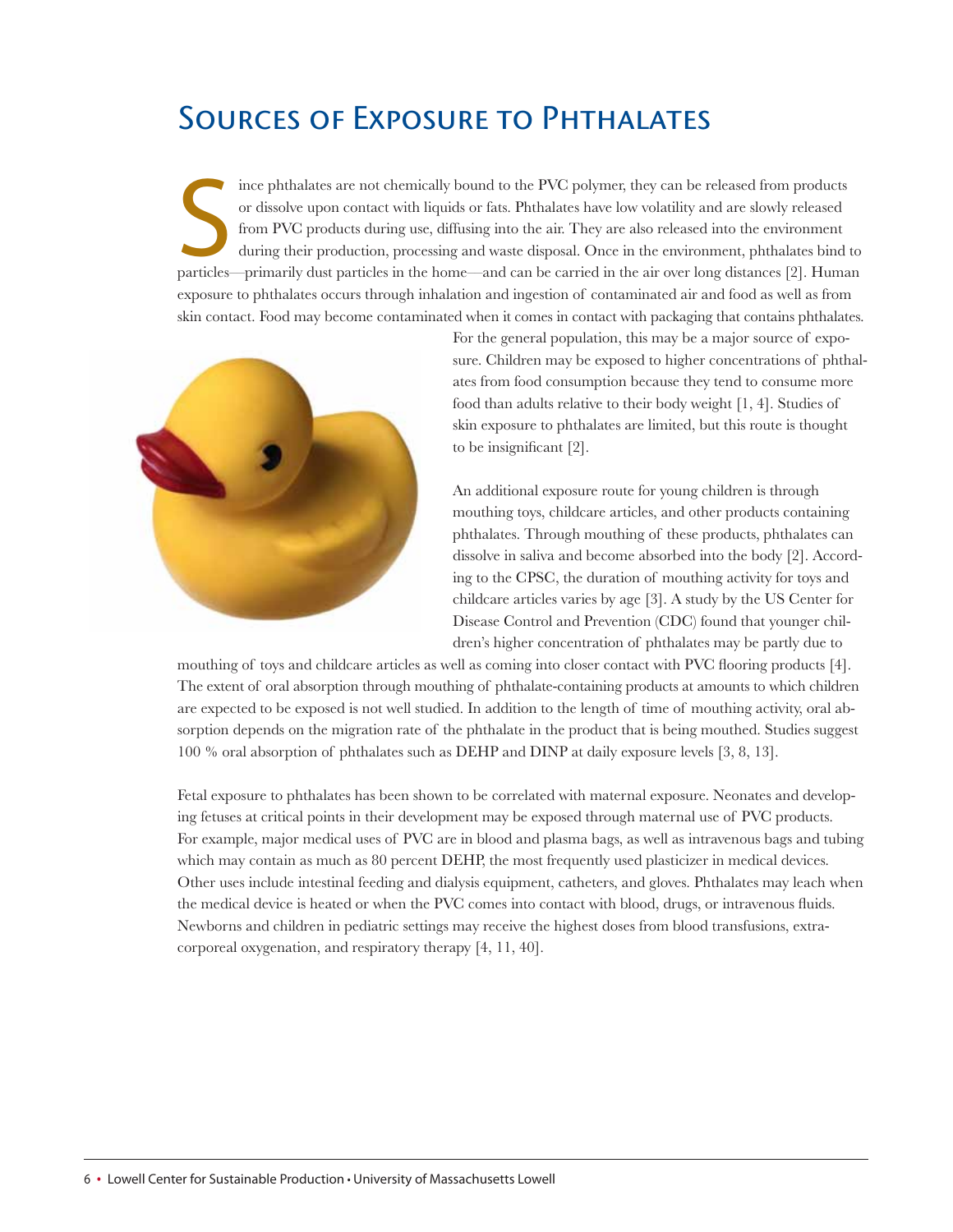# Sources of Exposure to Phthalates

Since phthalates are not chemically bound to the PVC polymer, they can be released from products or dissolve upon contact with liquids or fats. Phthalates have low volatility and are slowly released from PVC products during use, diffusing into the air. They are also released into the environment during their production, processing and waste disposal. Once in the environment, phthalates bind to particles—primarily dust particles in the home—and can be carried in the air over long distances [2]. Human exposure to phthalates occurs through inhalation and ingestion of contaminated air and food as well as from skin contact. Food may become contaminated when it comes in contact with packaging that contains phthalates. For the general population, this may be a major source of exposure. Children may be exposed to higher concentrations of phthalates from food consumption because they tend to consume more food than adults relative to their body weight [1, 4]. Studies of skin exposure to phthalates are limited, but this route is thought to be insignificant [2].

An additional exposure route for young children is through mouthing toys, childcare articles, and other products containing phthalates. Through mouthing of these products, phthalates can dissolve in saliva and become absorbed into the body [2]. According to the CPSC, the duration of mouthing activity for toys and childcare articles varies by age [3]. A study by the US Center for Disease Control and Prevention (CDC) found that younger children's higher concentration of phthalates may be partly due to mouthing of toys and childcare articles as well as coming into closer contact with PVC flooring products [4]. The extent of oral absorption through mouthing of phthalate-containing products at amounts to which children are expected to be exposed is not well studied. In addition to the length of time of mouthing activity, oral absorption depends on the migration rate of the phthalate in the product that is being mouthed. Studies suggest 100 % oral absorption of phthalates such as DEHP and DINP at daily exposure levels [3, 8, 13].

Fetal exposure to phthalates has been shown to be correlated with maternal exposure. Neonates and developing fetuses at critical points in their development may be exposed through maternal use of PVC products. For example, major medical uses of PVC are in blood and plasma bags, as well as intravenous bags and tubing which may contain as much as 80 percent DEHP, the most frequently used plasticizer in medical devices. Other uses include intestinal feeding and dialysis equipment, catheters, and gloves. Phthalates may leach when the medical device is heated or when the PVC comes into contact with blood, drugs, or intravenous fluids. Newborns and children in pediatric settings may receive the highest doses from blood transfusions, extracorporeal oxygenation, and respiratory therapy [4, 11, 40].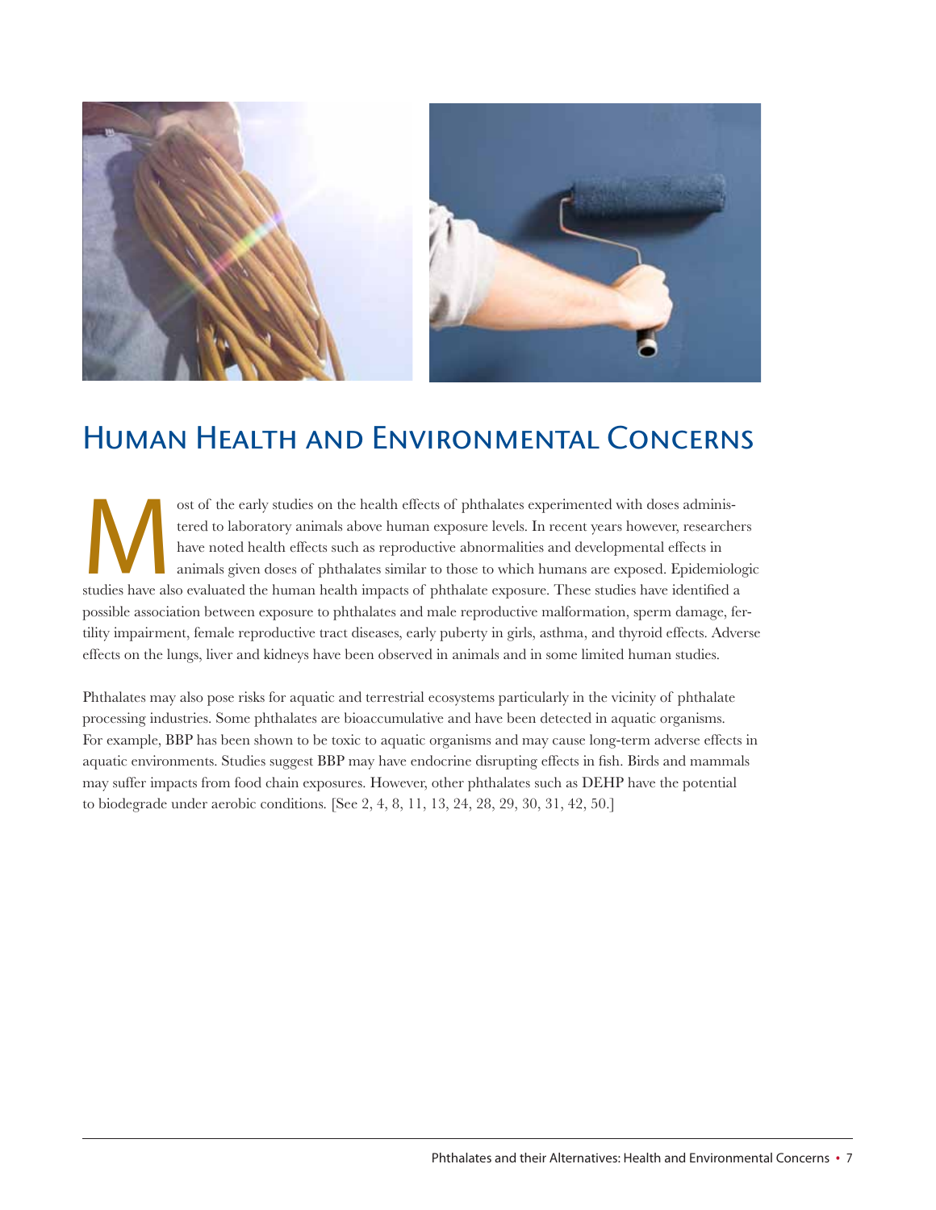## Human Health and Environmental Concerns

Most of the early studies on the health effects of phthalates experimented with doses administered to laboratory animals above human exposure levels. In recent years however, researchers have noted health effects such as reproductive abnormalities and developmental effects in animals given doses of phthalates similar to those to which humans are exposed. Epidemiologic studies have also evaluated the human health impacts of phthalate exposure. These studies have identified a possible association between exposure to phthalates and male reproductive malformation, sperm damage, fertility impairment, female reproductive tract diseases, early puberty in girls, asthma, and thyroid effects. Adverse effects on the lungs, liver and kidneys have been observed in animals and in some limited human studies.

Phthalates may also pose risks for aquatic and terrestrial ecosystems particularly in the vicinity of phthalate processing industries. Some phthalates are bioaccumulative and have been detected in aquatic organisms. For example, BBP has been shown to be toxic to aquatic organisms and may cause long-term adverse effects in aquatic environments. Studies suggest BBP may have endocrine disrupting effects in fish. Birds and mammals may suffer impacts from food chain exposures. However, other phthalates such as DEHP have the potential to biodegrade under aerobic conditions. [See 2, 4, 8, 11, 13, 24, 28, 29, 30, 31, 42, 50.]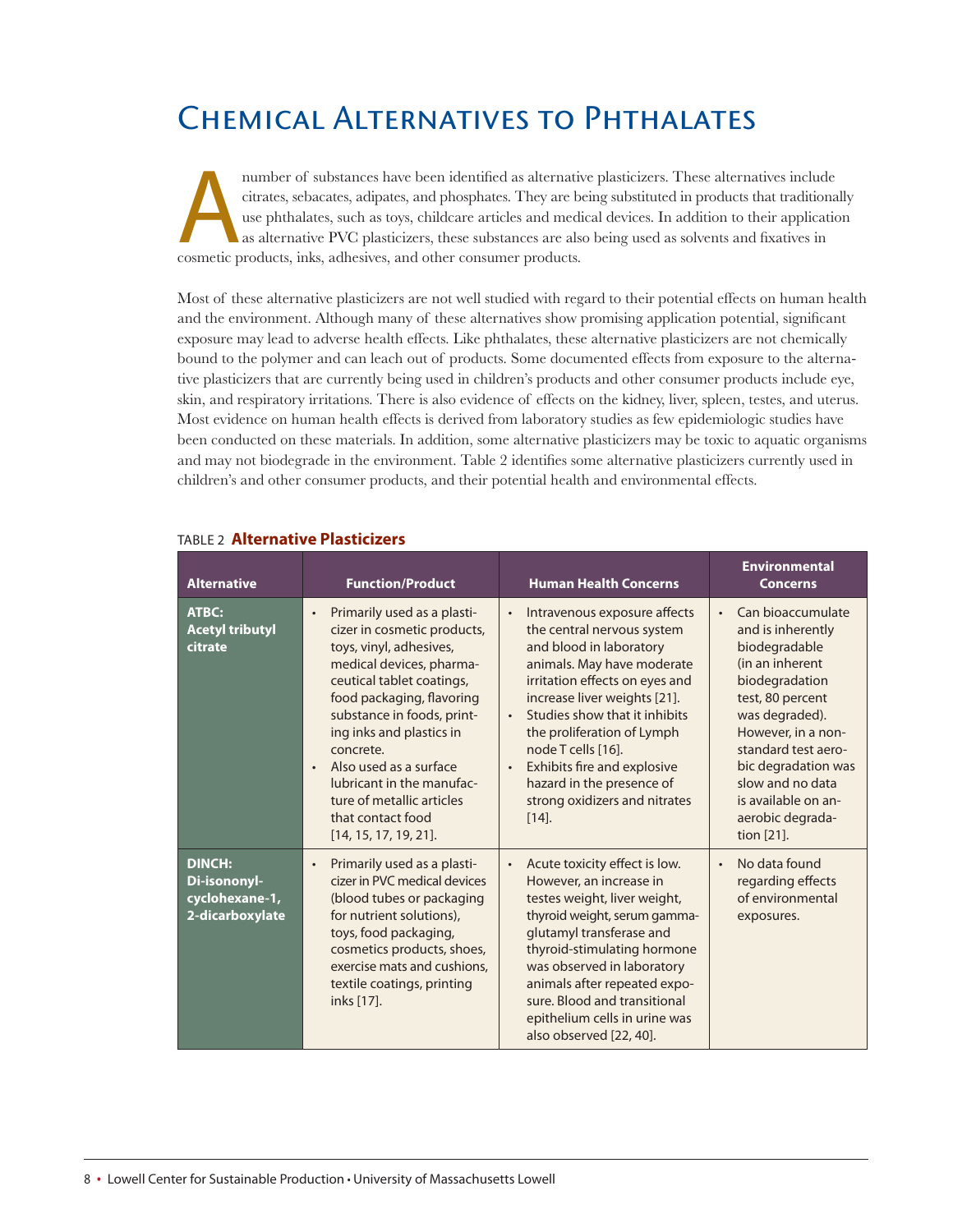# Chemical Alternatives to Phthalates

A number of substances have been identified as alternative plasticizers. These alternatives include citrates, sebacates, adipates, and phosphates. They are being substituted in products that traditionally use phthalates, such as toys, childcare articles and medical devices. In addition to their application as alternative PVC plasticizers, these substances are also being used as solvents and fixatives in cosmetic products, inks, adhesives, and other consumer products.

Most of these alternative plasticizers are not well studied with regard to their potential effects on human health and the environment. Although many of these alternatives show promising application potential, significant exposure may lead to adverse health effects. Like phthalates, these alternative plasticizers are not chemically bound to the polymer and can leach out of products. Some documented effects from exposure to the alternative plasticizers that are currently being used in children's products and other consumer products include eye, skin, and respiratory irritations. There is also evidence of effects on the kidney, liver, spleen, testes, and uterus. Most evidence on human health effects is derived from laboratory studies as few epidemiologic studies have been conducted on these materials. In addition, some alternative plasticizers may be toxic to aquatic organisms and may not biodegrade in the environment. Table 2 identifies some alternative plasticizers currently used in children's and other consumer products, and their potential health and environmental effects.

TABLE 2 **Alternative Plasticizers**

| Alternative | Function/Product | Human Health Concerns | Environmental Concerns |
|---|---|---|---|
| **ATBC: Acetyl tributyl citrate** | • Primarily used as a plasticizer in cosmetic products, toys, vinyl, adhesives, medical devices, pharmaceutical tablet coatings, food packaging, flavoring substance in foods, printing inks and plastics in concrete.<br>• Also used as a surface lubricant in the manufacture of metallic articles that contact food [14, 15, 17, 19, 21]. | • Intravenous exposure affects the central nervous system and blood in laboratory animals. May have moderate irritation effects on eyes and increase liver weights [21].<br>• Studies show that it inhibits the proliferation of Lymph node T cells [16].<br>• Exhibits fire and explosive hazard in the presence of strong oxidizers and nitrates [14]. | • Can bioaccumulate and is inherently biodegradable (in an inherent biodegradation test, 80 percent was degraded). However, in a non-standard test aerobic degradation was slow and no data is available on anaerobic degradation [21]. |
| **DINCH: Di-isononyl-cyclohexane-1, 2-dicarboxylate** | • Primarily used as a plasticizer in PVC medical devices (blood tubes or packaging for nutrient solutions), toys, food packaging, cosmetics products, shoes, exercise mats and cushions, textile coatings, printing inks [17]. | • Acute toxicity effect is low. However, an increase in testes weight, liver weight, thyroid weight, serum gamma-glutamyl transferase and thyroid-stimulating hormone was observed in laboratory animals after repeated exposure. Blood and transitional epithelium cells in urine was also observed [22, 40]. | • No data found regarding effects of environmental exposures. |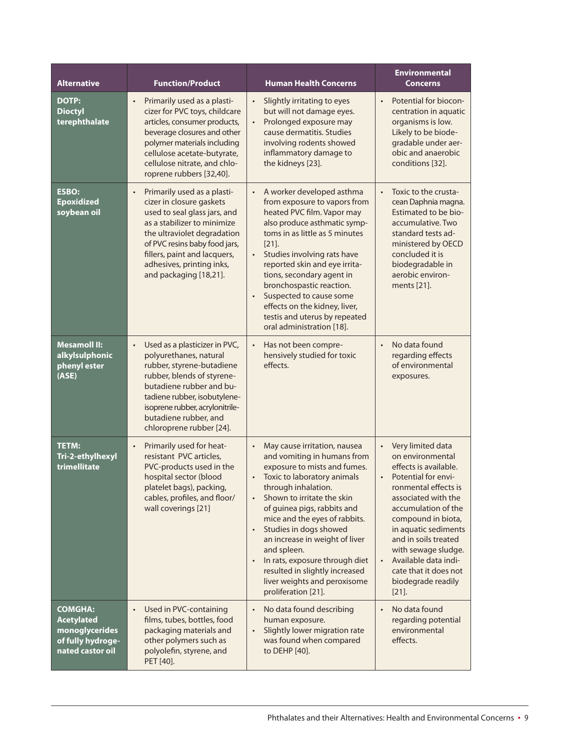| Alternative | Function/Product | Human Health Concerns | Environmental Concerns |
|---|---|---|---|
| **DOTP: Dioctyl terephthalate** | • Primarily used as a plasticizer for PVC toys, childcare articles, consumer products, beverage closures and other polymer materials including cellulose acetate-butyrate, cellulose nitrate, and chloroprene rubbers [32,40]. | • Slightly irritating to eyes but will not damage eyes.<br>• Prolonged exposure may cause dermatitis. Studies involving rodents showed inflammatory damage to the kidneys [23]. | • Potential for bioconcentration in aquatic organisms is low. Likely to be biodegradable under aerobic and anaerobic conditions [32]. |
| **ESBO: Epoxidized soybean oil** | • Primarily used as a plasticizer in closure gaskets used to seal glass jars, and as a stabilizer to minimize the ultraviolet degradation of PVC resins baby food jars, fillers, paint and lacquers, adhesives, printing inks, and packaging [18,21]. | • A worker developed asthma from exposure to vapors from heated PVC film. Vapor may also produce asthmatic symptoms in as little as 5 minutes [21].<br>• Studies involving rats have reported skin and eye irritations, secondary agent in bronchospastic reaction.<br>• Suspected to cause some effects on the kidney, liver, testis and uterus by repeated oral administration [18]. | • Toxic to the crustacean Daphnia magna. Estimated to be bioaccumulative. Two standard tests administered by OECD concluded it is biodegradable in aerobic environments [21]. |
| **Mesamoll II: alkylsulphonic phenyl ester (ASE)** | • Used as a plasticizer in PVC, polyurethanes, natural rubber, styrene-butadiene rubber, blends of styrene-butadiene rubber and butadiene rubber, isobutylene-isoprene rubber, acrylonitrile-butadiene rubber, and chloroprene rubber [24]. | • Has not been comprehensively studied for toxic effects. | • No data found regarding effects of environmental exposures. |
| **TETM: Tri-2-ethylhexyl trimellitate** | • Primarily used for heat-resistant PVC articles, PVC-products used in the hospital sector (blood platelet bags), packing, cables, profiles, and floor/wall coverings [21] | • May cause irritation, nausea and vomiting in humans from exposure to mists and fumes.<br>• Toxic to laboratory animals through inhalation.<br>• Shown to irritate the skin of guinea pigs, rabbits and mice and the eyes of rabbits.<br>• Studies in dogs showed an increase in weight of liver and spleen.<br>• In rats, exposure through diet resulted in slightly increased liver weights and peroxisome proliferation [21]. | • Very limited data on environmental effects is available.<br>• Potential for environmental effects is associated with the accumulation of the compound in biota, in aquatic sediments and in soils treated with sewage sludge.<br>• Available data indicate that it does not biodegrade readily [21]. |
| **COMGHA: Acetylated monoglycerides of fully hydrogenated castor oil** | • Used in PVC-containing films, tubes, bottles, food packaging materials and other polymers such as polyolefin, styrene, and PET [40]. | • No data found describing human exposure.<br>• Slightly lower migration rate was found when compared to DEHP [40]. | • No data found regarding potential environmental effects. |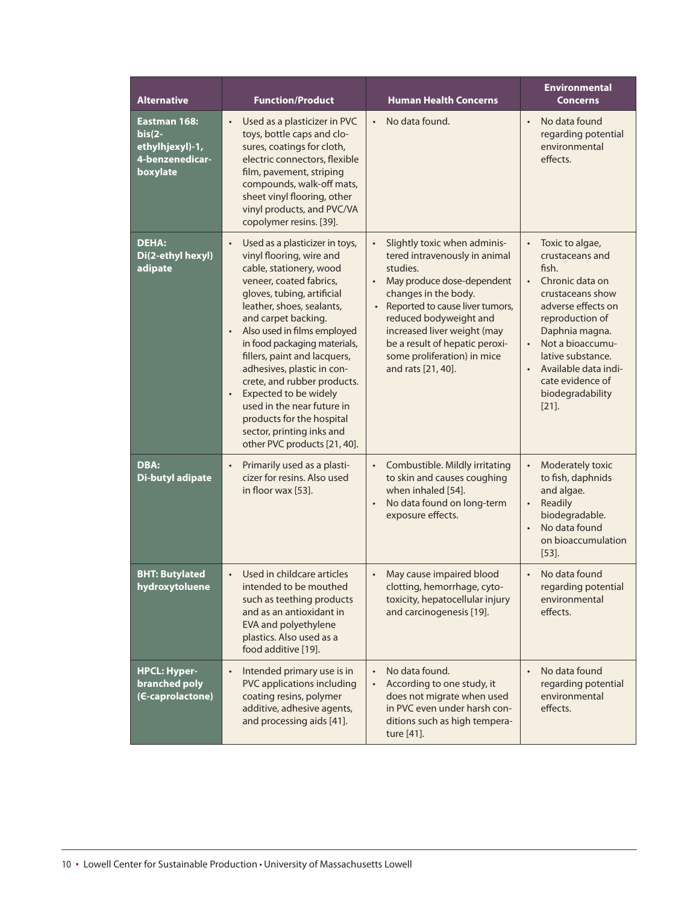| Alternative | Function/Product | Human Health Concerns | Environmental Concerns |
|---|---|---|---|
| **Eastman 168: bis(2-ethylhjexyl)-1, 4-benzenedicarboxylate** | • Used as a plasticizer in PVC toys, bottle caps and closures, coatings for cloth, electric connectors, flexible film, pavement, striping compounds, walk-off mats, sheet vinyl flooring, other vinyl products, and PVC/VA copolymer resins. [39]. | • No data found. | • No data found regarding potential environmental effects. |
| **DEHA: Di(2-ethyl hexyl) adipate** | • Used as a plasticizer in toys, vinyl flooring, wire and cable, stationery, wood veneer, coated fabrics, gloves, tubing, artificial leather, shoes, sealants, and carpet backing.<br>• Also used in films employed in food packaging materials, fillers, paint and lacquers, adhesives, plastic in concrete, and rubber products.<br>• Expected to be widely used in the near future in products for the hospital sector, printing inks and other PVC products [21, 40]. | • Slightly toxic when administered intravenously in animal studies.<br>• May produce dose-dependent changes in the body.<br>• Reported to cause liver tumors, reduced bodyweight and increased liver weight (may be a result of hepatic peroxisome proliferation) in mice and rats [21, 40]. | • Toxic to algae, crustaceans and fish.<br>• Chronic data on crustaceans show adverse effects on reproduction of Daphnia magna.<br>• Not a bioaccumulative substance.<br>• Available data indicate evidence of biodegradability [21]. |
| **DBA: Di-butyl adipate** | • Primarily used as a plasticizer for resins. Also used in floor wax [53]. | • Combustible. Mildly irritating to skin and causes coughing when inhaled [54].<br>• No data found on long-term exposure effects. | • Moderately toxic to fish, daphnids and algae.<br>• Readily biodegradable.<br>• No data found on bioaccumulation [53]. |
| **BHT: Butylated hydroxytoluene** | • Used in childcare articles intended to be mouthed such as teething products and as an antioxidant in EVA and polyethylene plastics. Also used as a food additive [19]. | • May cause impaired blood clotting, hemorrhage, cytotoxicity, hepatocellular injury and carcinogenesis [19]. | • No data found regarding potential environmental effects. |
| **HPCL: Hyper-branched poly (Є-caprolactone)** | • Intended primary use is in PVC applications including coating resins, polymer additive, adhesive agents, and processing aids [41]. | • No data found.<br>• According to one study, it does not migrate when used in PVC even under harsh conditions such as high temperature [41]. | • No data found regarding potential environmental effects. |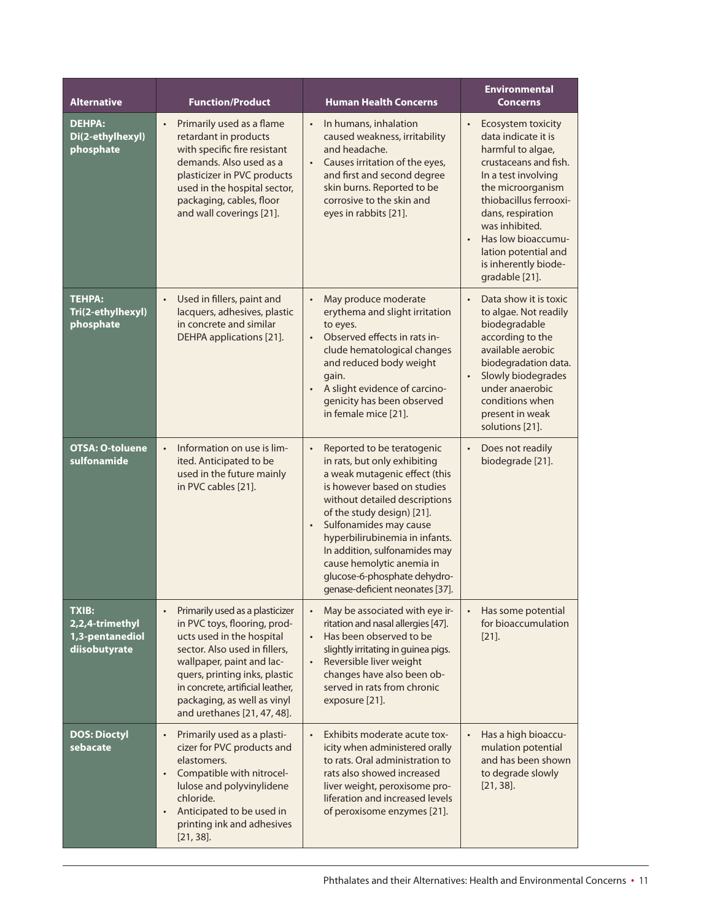| Alternative | Function/Product | Human Health Concerns | Environmental Concerns |
|---|---|---|---|
| **DEHPA: Di(2-ethylhexyl) phosphate** | • Primarily used as a flame retardant in products with specific fire resistant demands. Also used as a plasticizer in PVC products used in the hospital sector, packaging, cables, floor and wall coverings [21]. | • In humans, inhalation caused weakness, irritability and headache.<br>• Causes irritation of the eyes, and first and second degree skin burns. Reported to be corrosive to the skin and eyes in rabbits [21]. | • Ecosystem toxicity data indicate it is harmful to algae, crustaceans and fish. In a test involving the microorganism thiobacillus ferrooxidans, respiration was inhibited.<br>• Has low bioaccumulation potential and is inherently biodegradable [21]. |
| **TEHPA: Tri(2-ethylhexyl) phosphate** | • Used in fillers, paint and lacquers, adhesives, plastic in concrete and similar DEHPA applications [21]. | • May produce moderate erythema and slight irritation to eyes.<br>• Observed effects in rats include hematological changes and reduced body weight gain.<br>• A slight evidence of carcinogenicity has been observed in female mice [21]. | • Data show it is toxic to algae. Not readily biodegradable according to the available aerobic biodegradation data.<br>• Slowly biodegrades under anaerobic conditions when present in weak solutions [21]. |
| **OTSA: O-toluene sulfonamide** | • Information on use is limited. Anticipated to be used in the future mainly in PVC cables [21]. | • Reported to be teratogenic in rats, but only exhibiting a weak mutagenic effect (this is however based on studies without detailed descriptions of the study design) [21].<br>• Sulfonamides may cause hyperbilirubinemia in infants. In addition, sulfonamides may cause hemolytic anemia in glucose-6-phosphate dehydrogenase-deficient neonates [37]. | • Does not readily biodegrade [21]. |
| **TXIB: 2,2,4-trimethyl 1,3-pentanediol diisobutyrate** | • Primarily used as a plasticizer in PVC toys, flooring, products used in the hospital sector. Also used in fillers, wallpaper, paint and lacquers, printing inks, plastic in concrete, artificial leather, packaging, as well as vinyl and urethanes [21, 47, 48]. | • May be associated with eye irritation and nasal allergies [47].<br>• Has been observed to be slightly irritating in guinea pigs.<br>• Reversible liver weight changes have also been observed in rats from chronic exposure [21]. | • Has some potential for bioaccumulation [21]. |
| **DOS: Dioctyl sebacate** | • Primarily used as a plasticizer for PVC products and elastomers.<br>• Compatible with nitrocellulose and polyvinylidene chloride.<br>• Anticipated to be used in printing ink and adhesives [21, 38]. | • Exhibits moderate acute toxicity when administered orally to rats. Oral administration to rats also showed increased liver weight, peroxisome proliferation and increased levels of peroxisome enzymes [21]. | • Has a high bioaccumulation potential and has been shown to degrade slowly [21, 38]. |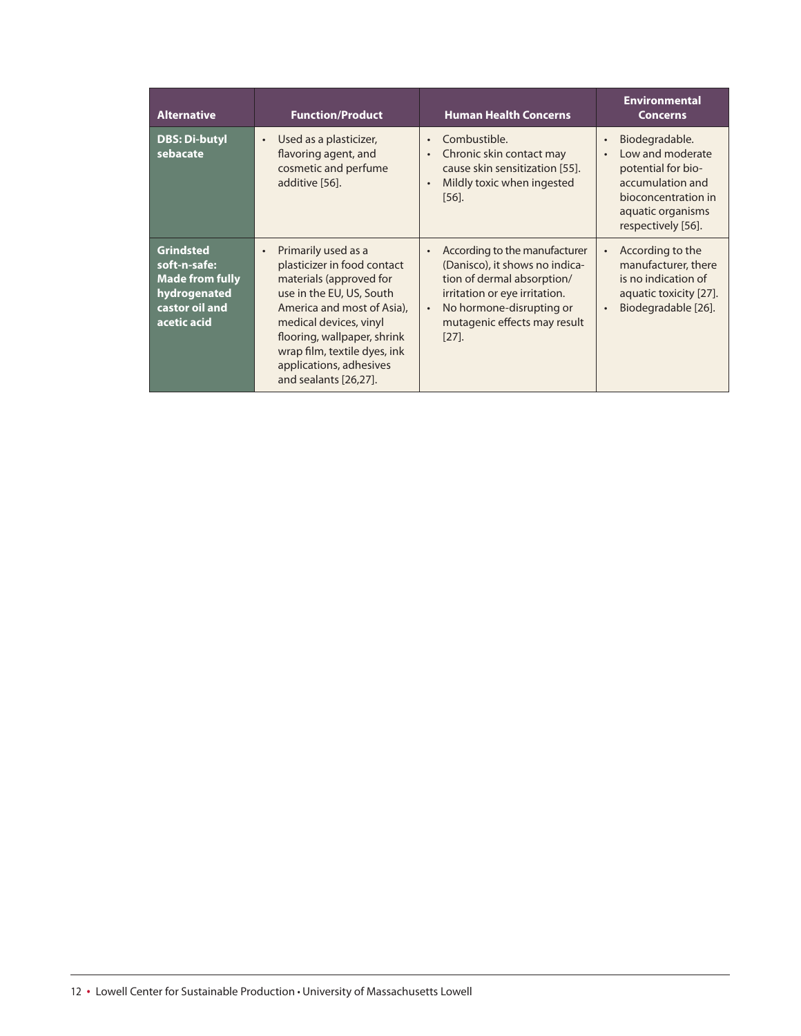| Alternative | Function/Product | Human Health Concerns | Environmental Concerns |
|---|---|---|---|
| **DBS: Di-butyl sebacate** | • Used as a plasticizer, flavoring agent, and cosmetic and perfume additive [56]. | • Combustible.<br>• Chronic skin contact may cause skin sensitization [55].<br>• Mildly toxic when ingested [56]. | • Biodegradable.<br>• Low and moderate potential for bio-accumulation and bioconcentration in aquatic organisms respectively [56]. |
| **Grindsted soft-n-safe: Made from fully hydrogenated castor oil and acetic acid** | • Primarily used as a plasticizer in food contact materials (approved for use in the EU, US, South America and most of Asia), medical devices, vinyl flooring, wallpaper, shrink wrap film, textile dyes, ink applications, adhesives and sealants [26,27]. | • According to the manufacturer (Danisco), it shows no indication of dermal absorption/ irritation or eye irritation.<br>• No hormone-disrupting or mutagenic effects may result [27]. | • According to the manufacturer, there is no indication of aquatic toxicity [27].<br>• Biodegradable [26]. |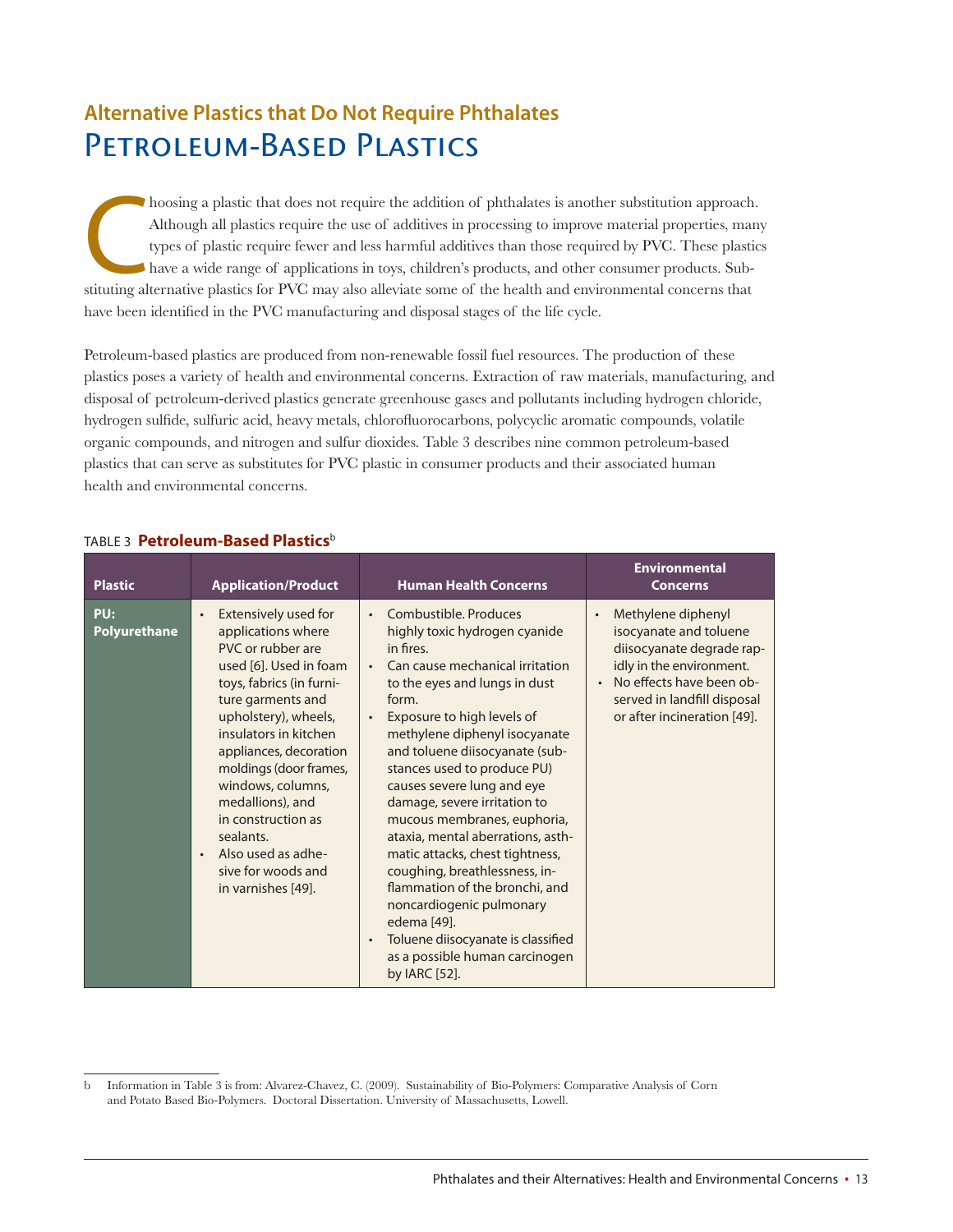## Alternative Plastics that Do Not Require Phthalates

# Petroleum-Based Plastics

Choosing a plastic that does not require the addition of phthalates is another substitution approach. Although all plastics require the use of additives in processing to improve material properties, many types of plastic require fewer and less harmful additives than those required by PVC. These plastics have a wide range of applications in toys, children's products, and other consumer products. Substituting alternative plastics for PVC may also alleviate some of the health and environmental concerns that have been identified in the PVC manufacturing and disposal stages of the life cycle.

Petroleum-based plastics are produced from non-renewable fossil fuel resources. The production of these plastics poses a variety of health and environmental concerns. Extraction of raw materials, manufacturing, and disposal of petroleum-derived plastics generate greenhouse gases and pollutants including hydrogen chloride, hydrogen sulfide, sulfuric acid, heavy metals, chlorofluorocarbons, polycyclic aromatic compounds, volatile organic compounds, and nitrogen and sulfur dioxides. Table 3 describes nine common petroleum-based plastics that can serve as substitutes for PVC plastic in consumer products and their associated human health and environmental concerns.

TABLE 3 **Petroleum-Based Plastics**[b]

| Plastic | Application/Product | Human Health Concerns | Environmental Concerns |
|---|---|---|---|
| **PU: Polyurethane** | • Extensively used for applications where PVC or rubber are used [6]. Used in foam toys, fabrics (in furniture garments and upholstery), wheels, insulators in kitchen appliances, decoration moldings (door frames, windows, columns, medallions), and in construction as sealants.<br>• Also used as adhesive for woods and in varnishes [49]. | • Combustible. Produces highly toxic hydrogen cyanide in fires.<br>• Can cause mechanical irritation to the eyes and lungs in dust form.<br>• Exposure to high levels of methylene diphenyl isocyanate and toluene diisocyanate (substances used to produce PU) causes severe lung and eye damage, severe irritation to mucous membranes, euphoria, ataxia, mental aberrations, asthmatic attacks, chest tightness, coughing, breathlessness, inflammation of the bronchi, and noncardiogenic pulmonary edema [49].<br>• Toluene diisocyanate is classified as a possible human carcinogen by IARC [52]. | • Methylene diphenyl isocyanate and toluene diisocyanate degrade rapidly in the environment.<br>• No effects have been observed in landfill disposal or after incineration [49]. |

b Information in Table 3 is from: Alvarez-Chavez, C. (2009). Sustainability of Bio-Polymers: Comparative Analysis of Corn and Potato Based Bio-Polymers. Doctoral Dissertation. University of Massachusetts, Lowell.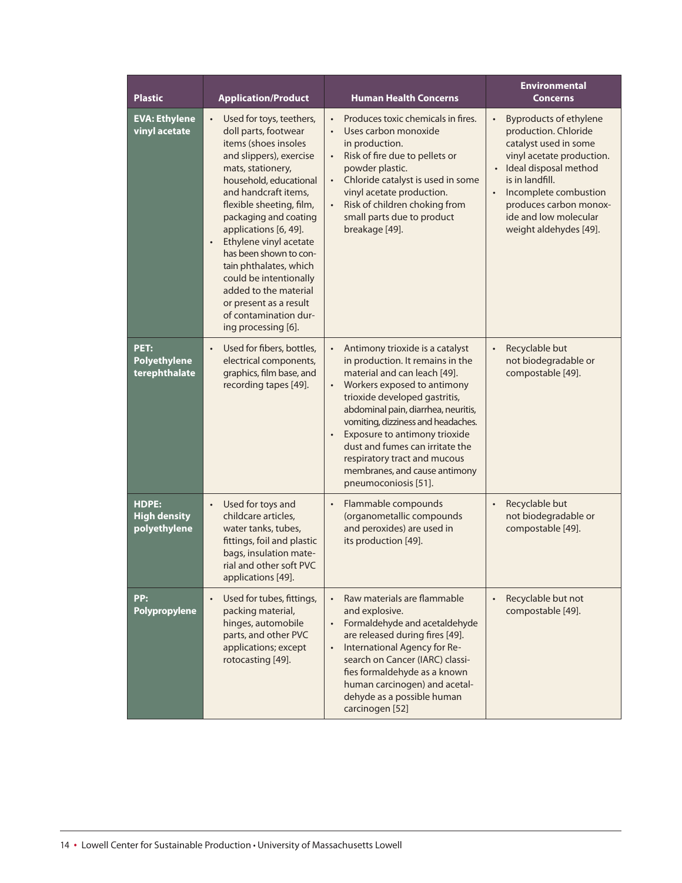| Plastic | Application/Product | Human Health Concerns | Environmental Concerns |
|---|---|---|---|
| **EVA: Ethylene vinyl acetate** | • Used for toys, teethers, doll parts, footwear items (shoes insoles and slippers), exercise mats, stationery, household, educational and handcraft items, flexible sheeting, film, packaging and coating applications [6, 49].<br>• Ethylene vinyl acetate has been shown to contain phthalates, which could be intentionally added to the material or present as a result of contamination during processing [6]. | • Produces toxic chemicals in fires.<br>• Uses carbon monoxide in production.<br>• Risk of fire due to pellets or powder plastic.<br>• Chloride catalyst is used in some vinyl acetate production.<br>• Risk of children choking from small parts due to product breakage [49]. | • Byproducts of ethylene production. Chloride catalyst used in some vinyl acetate production.<br>• Ideal disposal method is in landfill.<br>• Incomplete combustion produces carbon monoxide and low molecular weight aldehydes [49]. |
| **PET: Polyethylene terephthalate** | • Used for fibers, bottles, electrical components, graphics, film base, and recording tapes [49]. | • Antimony trioxide is a catalyst in production. It remains in the material and can leach [49].<br>• Workers exposed to antimony trioxide developed gastritis, abdominal pain, diarrhea, neuritis, vomiting, dizziness and headaches.<br>• Exposure to antimony trioxide dust and fumes can irritate the respiratory tract and mucous membranes, and cause antimony pneumoconiosis [51]. | • Recyclable but not biodegradable or compostable [49]. |
| **HDPE: High density polyethylene** | • Used for toys and childcare articles, water tanks, tubes, fittings, foil and plastic bags, insulation material and other soft PVC applications [49]. | • Flammable compounds (organometallic compounds and peroxides) are used in its production [49]. | • Recyclable but not biodegradable or compostable [49]. |
| **PP: Polypropylene** | • Used for tubes, fittings, packing material, hinges, automobile parts, and other PVC applications; except rotocasting [49]. | • Raw materials are flammable and explosive.<br>• Formaldehyde and acetaldehyde are released during fires [49].<br>• International Agency for Research on Cancer (IARC) classifies formaldehyde as a known human carcinogen) and acetaldehyde as a possible human carcinogen [52] | • Recyclable but not compostable [49]. |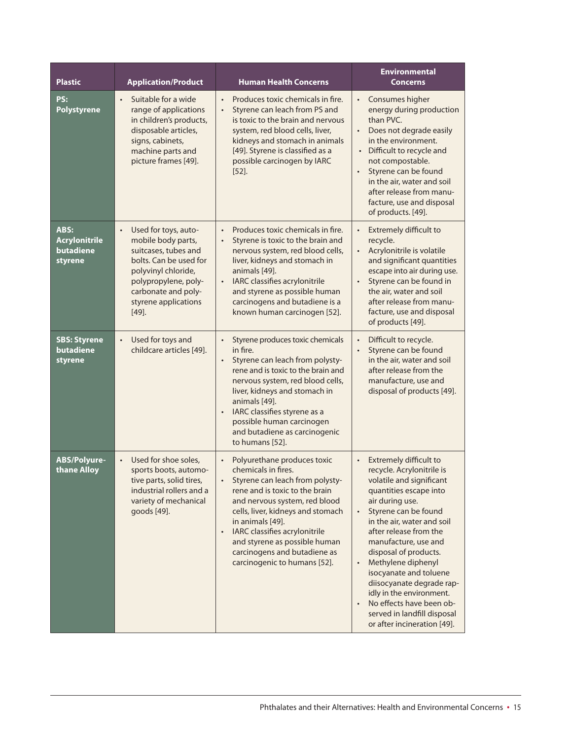| Plastic | Application/Product | Human Health Concerns | Environmental Concerns |
|---|---|---|---|
| **PS: Polystyrene** | • Suitable for a wide range of applications in children's products, disposable articles, signs, cabinets, machine parts and picture frames [49]. | • Produces toxic chemicals in fire.<br>• Styrene can leach from PS and is toxic to the brain and nervous system, red blood cells, liver, kidneys and stomach in animals [49]. Styrene is classified as a possible carcinogen by IARC [52]. | • Consumes higher energy during production than PVC.<br>• Does not degrade easily in the environment.<br>• Difficult to recycle and not compostable.<br>• Styrene can be found in the air, water and soil after release from manufacture, use and disposal of products. [49]. |
| **ABS: Acrylonitrile butadiene styrene** | • Used for toys, automobile body parts, suitcases, tubes and bolts. Can be used for polyvinyl chloride, polypropylene, polycarbonate and polystyrene applications [49]. | • Produces toxic chemicals in fire.<br>• Styrene is toxic to the brain and nervous system, red blood cells, liver, kidneys and stomach in animals [49].<br>• IARC classifies acrylonitrile and styrene as possible human carcinogens and butadiene is a known human carcinogen [52]. | • Extremely difficult to recycle.<br>• Acrylonitrile is volatile and significant quantities escape into air during use.<br>• Styrene can be found in the air, water and soil after release from manufacture, use and disposal of products [49]. |
| **SBS: Styrene butadiene styrene** | • Used for toys and childcare articles [49]. | • Styrene produces toxic chemicals in fire.<br>• Styrene can leach from polystyrene and is toxic to the brain and nervous system, red blood cells, liver, kidneys and stomach in animals [49].<br>• IARC classifies styrene as a possible human carcinogen and butadiene as carcinogenic to humans [52]. | • Difficult to recycle.<br>• Styrene can be found in the air, water and soil after release from the manufacture, use and disposal of products [49]. |
| **ABS/Polyurethane Alloy** | • Used for shoe soles, sports boots, automotive parts, solid tires, industrial rollers and a variety of mechanical goods [49]. | • Polyurethane produces toxic chemicals in fires.<br>• Styrene can leach from polystyrene and is toxic to the brain and nervous system, red blood cells, liver, kidneys and stomach in animals [49].<br>• IARC classifies acrylonitrile and styrene as possible human carcinogens and butadiene as carcinogenic to humans [52]. | • Extremely difficult to recycle. Acrylonitrile is volatile and significant quantities escape into air during use.<br>• Styrene can be found in the air, water and soil after release from the manufacture, use and disposal of products.<br>• Methylene diphenyl isocyanate and toluene diisocyanate degrade rapidly in the environment.<br>• No effects have been observed in landfill disposal or after incineration [49]. |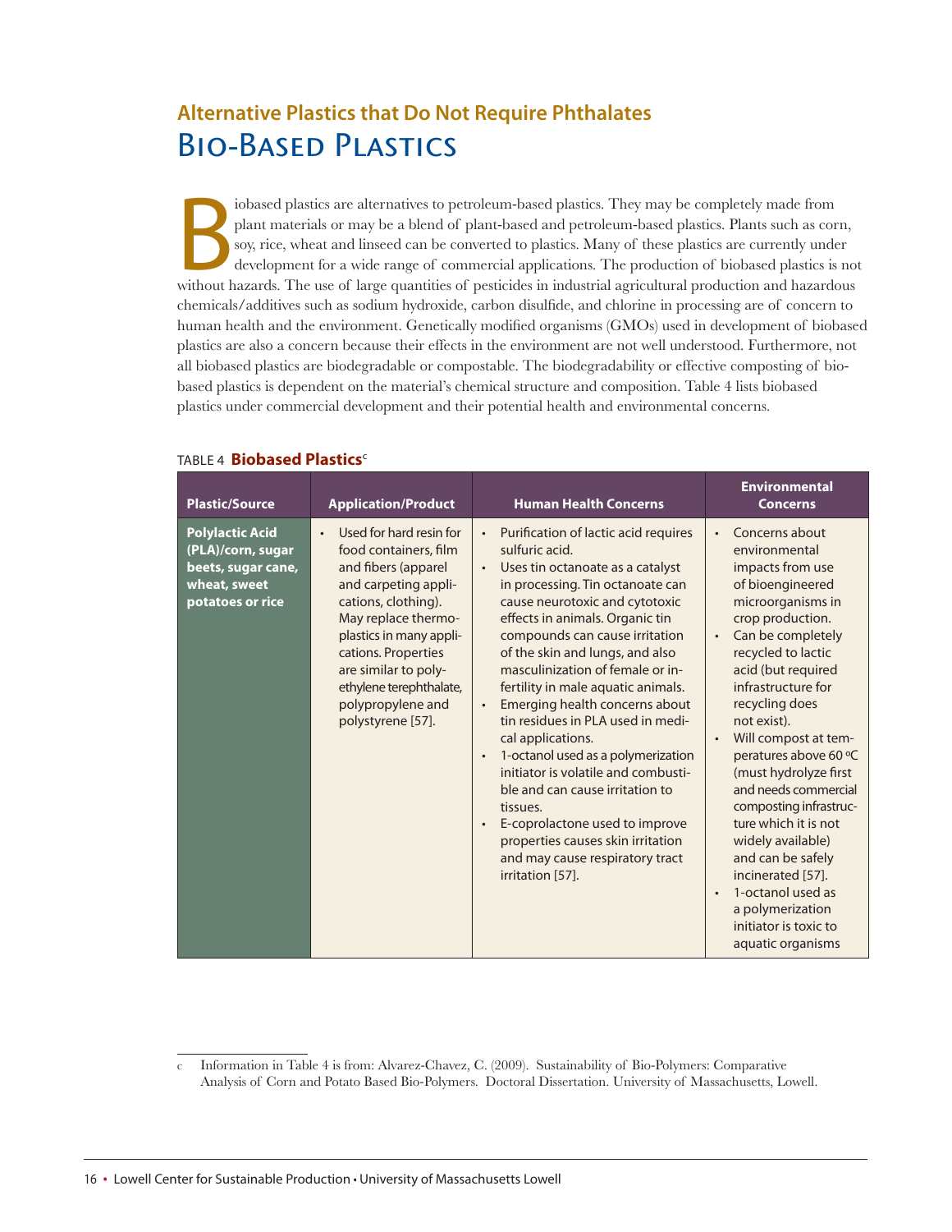## Alternative Plastics that Do Not Require Phthalates

# Bio-Based Plastics

Biobased plastics are alternatives to petroleum-based plastics. They may be completely made from plant materials or may be a blend of plant-based and petroleum-based plastics. Plants such as corn, soy, rice, wheat and linseed can be converted to plastics. Many of these plastics are currently under development for a wide range of commercial applications. The production of biobased plastics is not without hazards. The use of large quantities of pesticides in industrial agricultural production and hazardous chemicals/additives such as sodium hydroxide, carbon disulfide, and chlorine in processing are of concern to human health and the environment. Genetically modified organisms (GMOs) used in development of biobased plastics are also a concern because their effects in the environment are not well understood. Furthermore, not all biobased plastics are biodegradable or compostable. The biodegradability or effective composting of biobased plastics is dependent on the material's chemical structure and composition. Table 4 lists biobased plastics under commercial development and their potential health and environmental concerns.

TABLE 4 **Biobased Plastics**[c]

| Plastic/Source | Application/Product | Human Health Concerns | Environmental Concerns |
|---|---|---|---|
| **Polylactic Acid (PLA)/corn, sugar beets, sugar cane, wheat, sweet potatoes or rice** | • Used for hard resin for food containers, film and fibers (apparel and carpeting applications, clothing). May replace thermoplastics in many applications. Properties are similar to polyethylene terephthalate, polypropylene and polystyrene [57]. | • Purification of lactic acid requires sulfuric acid.<br>• Uses tin octanoate as a catalyst in processing. Tin octanoate can cause neurotoxic and cytotoxic effects in animals. Organic tin compounds can cause irritation of the skin and lungs, and also masculinization of female or infertility in male aquatic animals.<br>• Emerging health concerns about tin residues in PLA used in medical applications.<br>• 1-octanol used as a polymerization initiator is volatile and combustible and can cause irritation to tissues.<br>• E-coprolactone used to improve properties causes skin irritation and may cause respiratory tract irritation [57]. | • Concerns about environmental impacts from use of bioengineered microorganisms in crop production.<br>• Can be completely recycled to lactic acid (but required infrastructure for recycling does not exist).<br>• Will compost at temperatures above 60 ºC (must hydrolyze first and needs commercial composting infrastructure which it is not widely available) and can be safely incinerated [57].<br>• 1-octanol used as a polymerization initiator is toxic to aquatic organisms |

c Information in Table 4 is from: Alvarez-Chavez, C. (2009). Sustainability of Bio-Polymers: Comparative Analysis of Corn and Potato Based Bio-Polymers. Doctoral Dissertation. University of Massachusetts, Lowell.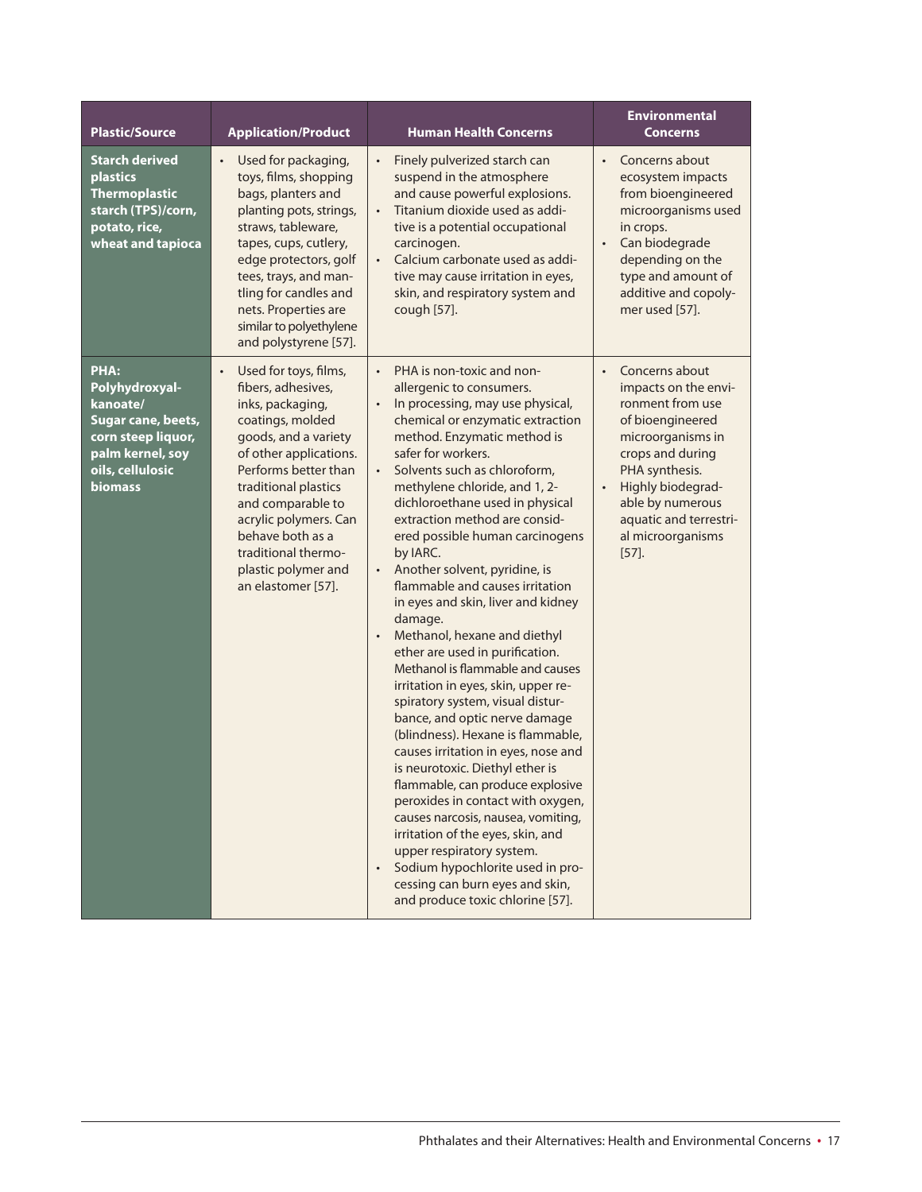| Plastic/Source | Application/Product | Human Health Concerns | Environmental Concerns |
|---|---|---|---|
| **Starch derived plastics Thermoplastic starch (TPS)/corn, potato, rice, wheat and tapioca** | • Used for packaging, toys, films, shopping bags, planters and planting pots, strings, straws, tableware, tapes, cups, cutlery, edge protectors, golf tees, trays, and mantling for candles and nets. Properties are similar to polyethylene and polystyrene [57]. | • Finely pulverized starch can suspend in the atmosphere and cause powerful explosions.<br>• Titanium dioxide used as additive is a potential occupational carcinogen.<br>• Calcium carbonate used as additive may cause irritation in eyes, skin, and respiratory system and cough [57]. | • Concerns about ecosystem impacts from bioengineered microorganisms used in crops.<br>• Can biodegrade depending on the type and amount of additive and copolymer used [57]. |
| **PHA: Polyhydroxyalkanoate/ Sugar cane, beets, corn steep liquor, palm kernel, soy oils, cellulosic biomass** | • Used for toys, films, fibers, adhesives, inks, packaging, coatings, molded goods, and a variety of other applications. Performs better than traditional plastics and comparable to acrylic polymers. Can behave both as a traditional thermoplastic polymer and an elastomer [57]. | • PHA is non-toxic and non-allergenic to consumers.<br>• In processing, may use physical, chemical or enzymatic extraction method. Enzymatic method is safer for workers.<br>• Solvents such as chloroform, methylene chloride, and 1, 2-dichloroethane used in physical extraction method are considered possible human carcinogens by IARC.<br>• Another solvent, pyridine, is flammable and causes irritation in eyes and skin, liver and kidney damage.<br>• Methanol, hexane and diethyl ether are used in purification. Methanol is flammable and causes irritation in eyes, skin, upper respiratory system, visual disturbance, and optic nerve damage (blindness). Hexane is flammable, causes irritation in eyes, nose and is neurotoxic. Diethyl ether is flammable, can produce explosive peroxides in contact with oxygen, causes narcosis, nausea, vomiting, irritation of the eyes, skin, and upper respiratory system.<br>• Sodium hypochlorite used in processing can burn eyes and skin, and produce toxic chlorine [57]. | • Concerns about impacts on the environment from use of bioengineered microorganisms in crops and during PHA synthesis.<br>• Highly biodegradable by numerous aquatic and terrestrial microorganisms [57]. |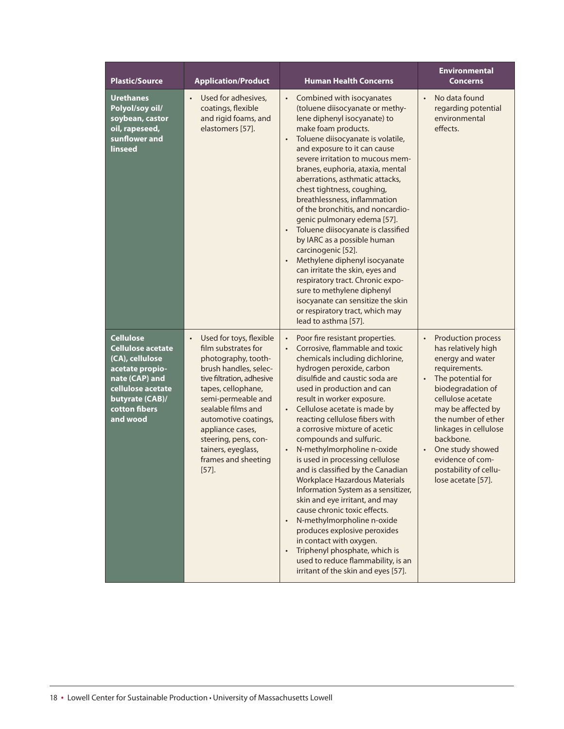| Plastic/Source | Application/Product | Human Health Concerns | Environmental Concerns |
|---|---|---|---|
| **Urethanes Polyol/soy oil/ soybean, castor oil, rapeseed, sunflower and linseed** | • Used for adhesives, coatings, flexible and rigid foams, and elastomers [57]. | • Combined with isocyanates (toluene diisocyanate or methylene diphenyl isocyanate) to make foam products.<br>• Toluene diisocyanate is volatile, and exposure to it can cause severe irritation to mucous membranes, euphoria, ataxia, mental aberrations, asthmatic attacks, chest tightness, coughing, breathlessness, inflammation of the bronchitis, and noncardiogenic pulmonary edema [57].<br>• Toluene diisocyanate is classified by IARC as a possible human carcinogenic [52].<br>• Methylene diphenyl isocyanate can irritate the skin, eyes and respiratory tract. Chronic exposure to methylene diphenyl isocyanate can sensitize the skin or respiratory tract, which may lead to asthma [57]. | • No data found regarding potential environmental effects. |
| **Cellulose Cellulose acetate (CA), cellulose acetate propionate (CAP) and cellulose acetate butyrate (CAB)/ cotton fibers and wood** | • Used for toys, flexible film substrates for photography, toothbrush handles, selective filtration, adhesive tapes, cellophane, semi-permeable and sealable films and automotive coatings, appliance cases, steering, pens, containers, eyeglass, frames and sheeting [57]. | • Poor fire resistant properties.<br>• Corrosive, flammable and toxic chemicals including dichlorine, hydrogen peroxide, carbon disulfide and caustic soda are used in production and can result in worker exposure.<br>• Cellulose acetate is made by reacting cellulose fibers with a corrosive mixture of acetic compounds and sulfuric.<br>• N-methylmorpholine n-oxide is used in processing cellulose and is classified by the Canadian Workplace Hazardous Materials Information System as a sensitizer, skin and eye irritant, and may cause chronic toxic effects.<br>• N-methylmorpholine n-oxide produces explosive peroxides in contact with oxygen.<br>• Triphenyl phosphate, which is used to reduce flammability, is an irritant of the skin and eyes [57]. | • Production process has relatively high energy and water requirements.<br>• The potential for biodegradation of cellulose acetate may be affected by the number of ether linkages in cellulose backbone.<br>• One study showed evidence of compostability of cellulose acetate [57]. |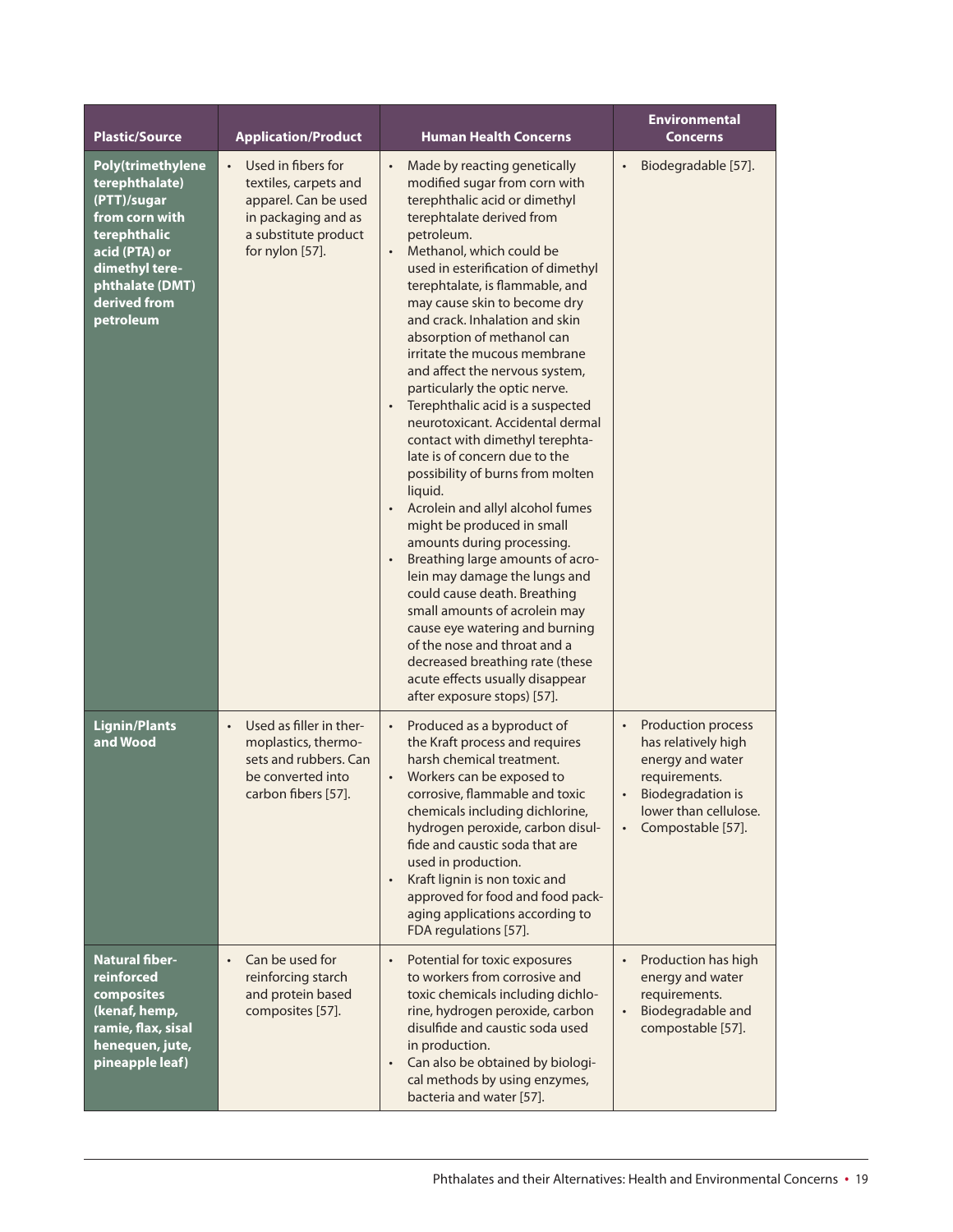| Plastic/Source | Application/Product | Human Health Concerns | Environmental Concerns |
|---|---|---|---|
| **Poly(trimethylene terephthalate) (PTT)/sugar from corn with terephthalic acid (PTA) or dimethyl terephthalate (DMT) derived from petroleum** | • Used in fibers for textiles, carpets and apparel. Can be used in packaging and as a substitute product for nylon [57]. | • Made by reacting genetically modified sugar from corn with terephthalic acid or dimethyl terephtalate derived from petroleum.<br>• Methanol, which could be used in esterification of dimethyl terephtalate, is flammable, and may cause skin to become dry and crack. Inhalation and skin absorption of methanol can irritate the mucous membrane and affect the nervous system, particularly the optic nerve.<br>• Terephthalic acid is a suspected neurotoxicant. Accidental dermal contact with dimethyl terephtalate is of concern due to the possibility of burns from molten liquid.<br>• Acrolein and allyl alcohol fumes might be produced in small amounts during processing.<br>• Breathing large amounts of acrolein may damage the lungs and could cause death. Breathing small amounts of acrolein may cause eye watering and burning of the nose and throat and a decreased breathing rate (these acute effects usually disappear after exposure stops) [57]. | • Biodegradable [57]. |
| **Lignin/Plants and Wood** | • Used as filler in thermoplastics, thermosets and rubbers. Can be converted into carbon fibers [57]. | • Produced as a byproduct of the Kraft process and requires harsh chemical treatment.<br>• Workers can be exposed to corrosive, flammable and toxic chemicals including dichlorine, hydrogen peroxide, carbon disulfide and caustic soda that are used in production.<br>• Kraft lignin is non toxic and approved for food and food packaging applications according to FDA regulations [57]. | • Production process has relatively high energy and water requirements.<br>• Biodegradation is lower than cellulose.<br>• Compostable [57]. |
| **Natural fiber-reinforced composites (kenaf, hemp, ramie, flax, sisal henequen, jute, pineapple leaf)** | • Can be used for reinforcing starch and protein based composites [57]. | • Potential for toxic exposures to workers from corrosive and toxic chemicals including dichlorine, hydrogen peroxide, carbon disulfide and caustic soda used in production.<br>• Can also be obtained by biological methods by using enzymes, bacteria and water [57]. | • Production has high energy and water requirements.<br>• Biodegradable and compostable [57]. |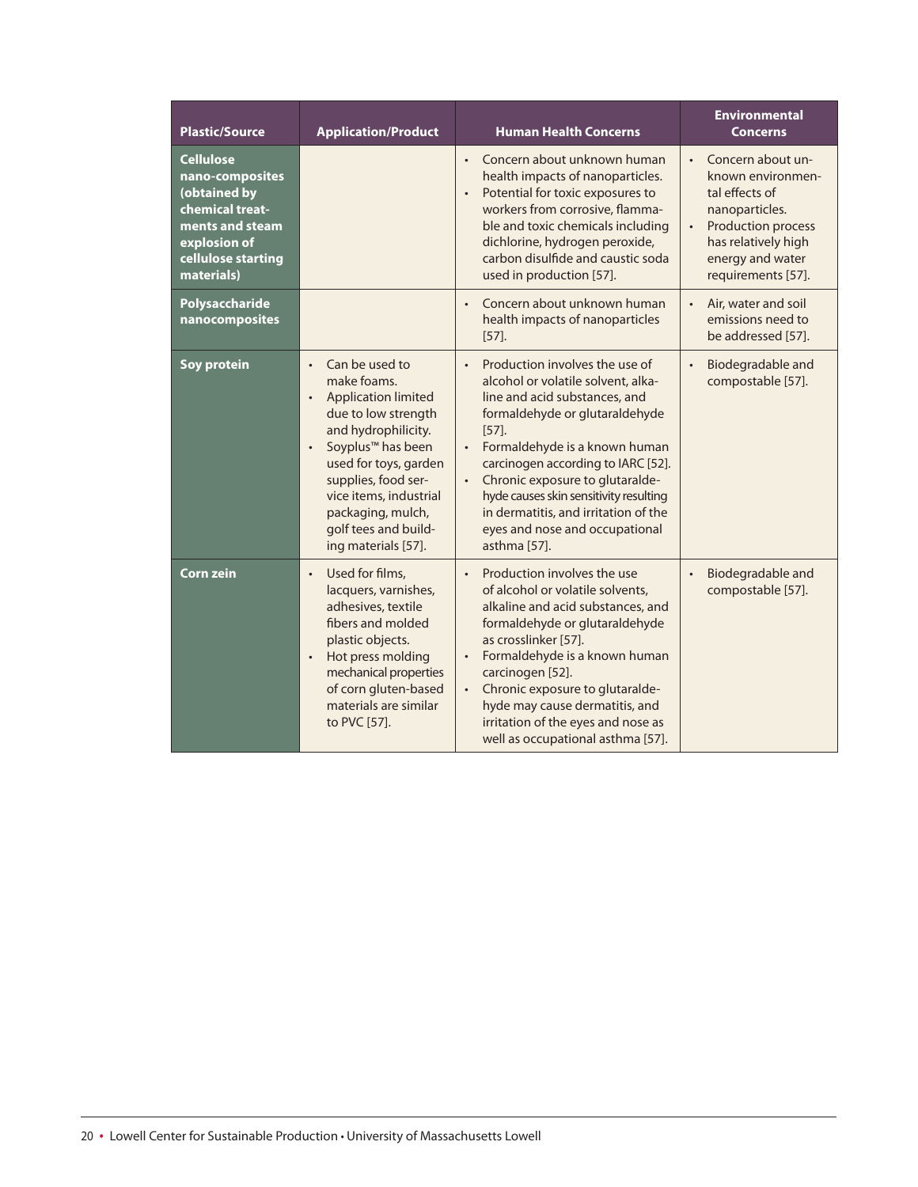| Plastic/Source | Application/Product | Human Health Concerns | Environmental Concerns |
|---|---|---|---|
| **Cellulose nano-composites (obtained by chemical treatments and steam explosion of cellulose starting materials)** | | • Concern about unknown human health impacts of nanoparticles.<br>• Potential for toxic exposures to workers from corrosive, flammable and toxic chemicals including dichlorine, hydrogen peroxide, carbon disulfide and caustic soda used in production [57]. | • Concern about unknown environmental effects of nanoparticles.<br>• Production process has relatively high energy and water requirements [57]. |
| **Polysaccharide nanocomposites** | | • Concern about unknown human health impacts of nanoparticles [57]. | • Air, water and soil emissions need to be addressed [57]. |
| **Soy protein** | • Can be used to make foams.<br>• Application limited due to low strength and hydrophilicity.<br>• Soyplus™ has been used for toys, garden supplies, food service items, industrial packaging, mulch, golf tees and building materials [57]. | • Production involves the use of alcohol or volatile solvent, alkaline and acid substances, and formaldehyde or glutaraldehyde [57].<br>• Formaldehyde is a known human carcinogen according to IARC [52].<br>• Chronic exposure to glutaraldehyde causes skin sensitivity resulting in dermatitis, and irritation of the eyes and nose and occupational asthma [57]. | • Biodegradable and compostable [57]. |
| **Corn zein** | • Used for films, lacquers, varnishes, adhesives, textile fibers and molded plastic objects.<br>• Hot press molding mechanical properties of corn gluten-based materials are similar to PVC [57]. | • Production involves the use of alcohol or volatile solvents, alkaline and acid substances, and formaldehyde or glutaraldehyde as crosslinker [57].<br>• Formaldehyde is a known human carcinogen [52].<br>• Chronic exposure to glutaraldehyde may cause dermatitis, and irritation of the eyes and nose as well as occupational asthma [57]. | • Biodegradable and compostable [57]. |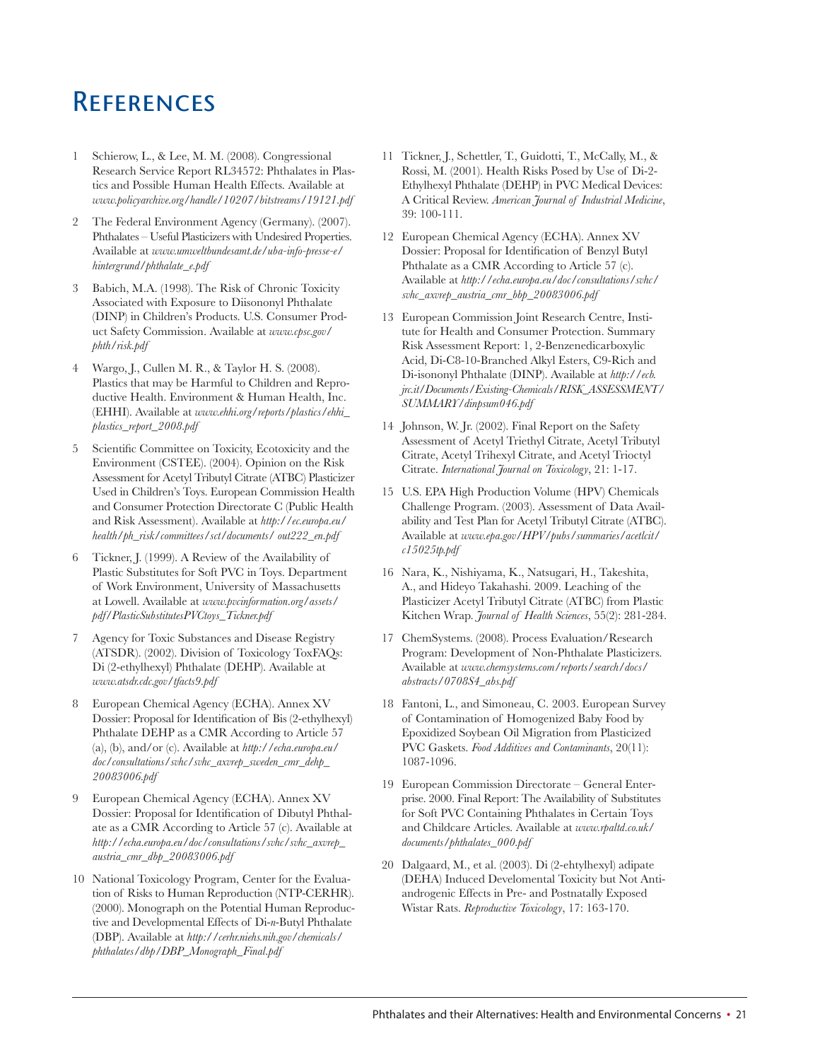# References

1. Schierow, L., & Lee, M. M. (2008). Congressional Research Service Report RL34572: Phthalates in Plastics and Possible Human Health Effects. Available at *www.policyarchive.org/handle/10207/bitstreams/19121.pdf*

2. The Federal Environment Agency (Germany). (2007). Phthalates – Useful Plasticizers with Undesired Properties. Available at *www.umweltbundesamt.de/uba-info-presse-e/hintergrund/phthalate_e.pdf*

3. Babich, M.A. (1998). The Risk of Chronic Toxicity Associated with Exposure to Diisononyl Phthalate (DINP) in Children's Products. U.S. Consumer Product Safety Commission. Available at *www.cpsc.gov/phth/risk.pdf*

4. Wargo, J., Cullen M. R., & Taylor H. S. (2008). Plastics that may be Harmful to Children and Reproductive Health. Environment & Human Health, Inc. (EHHI). Available at *www.ehhi.org/reports/plastics/ehhi_plastics_report_2008.pdf*

5. Scientific Committee on Toxicity, Ecotoxicity and the Environment (CSTEE). (2004). Opinion on the Risk Assessment for Acetyl Tributyl Citrate (ATBC) Plasticizer Used in Children's Toys. European Commission Health and Consumer Protection Directorate C (Public Health and Risk Assessment). Available at *http://ec.europa.eu/health/ph_risk/committees/sct/documents/ out222_en.pdf*

6. Tickner, J. (1999). A Review of the Availability of Plastic Substitutes for Soft PVC in Toys. Department of Work Environment, University of Massachusetts at Lowell. Available at *www.pvcinformation.org/assets/pdf/PlasticSubstitutesPVCtoys_Tickner.pdf*

7. Agency for Toxic Substances and Disease Registry (ATSDR). (2002). Division of Toxicology ToxFAQs: Di (2-ethylhexyl) Phthalate (DEHP). Available at *www.atsdr.cdc.gov/tfacts9.pdf*

8. European Chemical Agency (ECHA). Annex XV Dossier: Proposal for Identification of Bis (2-ethylhexyl) Phthalate DEHP as a CMR According to Article 57 (a), (b), and/or (c). Available at *http://echa.europa.eu/doc/consultations/svhc/svhc_axvrep_sweden_cmr_dehp_20083006.pdf*

9. European Chemical Agency (ECHA). Annex XV Dossier: Proposal for Identification of Dibutyl Phthalate as a CMR According to Article 57 (c). Available at *http://echa.europa.eu/doc/consultations/svhc/svhc_axvrep_austria_cmr_dbp_20083006.pdf*

10. National Toxicology Program, Center for the Evaluation of Risks to Human Reproduction (NTP-CERHR). (2000). Monograph on the Potential Human Reproductive and Developmental Effects of Di-*n*-Butyl Phthalate (DBP). Available at *http://cerhr.niehs.nih.gov/chemicals/phthalates/dbp/DBP_Monograph_Final.pdf*

11. Tickner, J., Schettler, T., Guidotti, T., McCally, M., & Rossi, M. (2001). Health Risks Posed by Use of Di-2-Ethylhexyl Phthalate (DEHP) in PVC Medical Devices: A Critical Review. *American Journal of Industrial Medicine*, 39: 100-111.

12. European Chemical Agency (ECHA). Annex XV Dossier: Proposal for Identification of Benzyl Butyl Phthalate as a CMR According to Article 57 (c). Available at *http://echa.europa.eu/doc/consultations/svhc/svhc_axvrep_austria_cmr_bbp_20083006.pdf*

13. European Commission Joint Research Centre, Institute for Health and Consumer Protection. Summary Risk Assessment Report: 1, 2-Benzenedicarboxylic Acid, Di-C8-10-Branched Alkyl Esters, C9-Rich and Di-isononyl Phthalate (DINP). Available at *http://ecb.jrc.it/Documents/Existing-Chemicals/RISK_ASSESSMENT/SUMMARY/dinpsum046.pdf*

14. Johnson, W. Jr. (2002). Final Report on the Safety Assessment of Acetyl Triethyl Citrate, Acetyl Tributyl Citrate, Acetyl Trihexyl Citrate, and Acetyl Trioctyl Citrate. *International Journal on Toxicology*, 21: 1-17.

15. U.S. EPA High Production Volume (HPV) Chemicals Challenge Program. (2003). Assessment of Data Availability and Test Plan for Acetyl Tributyl Citrate (ATBC). Available at *www.epa.gov/HPV/pubs/summaries/acetlcit/c15025tp.pdf*

16. Nara, K., Nishiyama, K., Natsugari, H., Takeshita, A., and Hideyo Takahashi. 2009. Leaching of the Plasticizer Acetyl Tributyl Citrate (ATBC) from Plastic Kitchen Wrap. *Journal of Health Sciences*, 55(2): 281-284.

17. ChemSystems. (2008). Process Evaluation/Research Program: Development of Non-Phthalate Plasticizers. Available at *www.chemsystems.com/reports/search/docs/abstracts/0708S4_abs.pdf*

18. Fantoni, L., and Simoneau, C. 2003. European Survey of Contamination of Homogenized Baby Food by Epoxidized Soybean Oil Migration from Plasticized PVC Gaskets. *Food Additives and Contaminants*, 20(11): 1087-1096.

19. European Commission Directorate – General Enterprise. 2000. Final Report: The Availability of Substitutes for Soft PVC Containing Phthalates in Certain Toys and Childcare Articles. Available at *www.rpaltd.co.uk/documents/phthalates_000.pdf*

20. Dalgaard, M., et al. (2003). Di (2-ehtylhexyl) adipate (DEHA) Induced Develomental Toxicity but Not Antiandrogenic Effects in Pre- and Postnatally Exposed Wistar Rats. *Reproductive Toxicology*, 17: 163-170.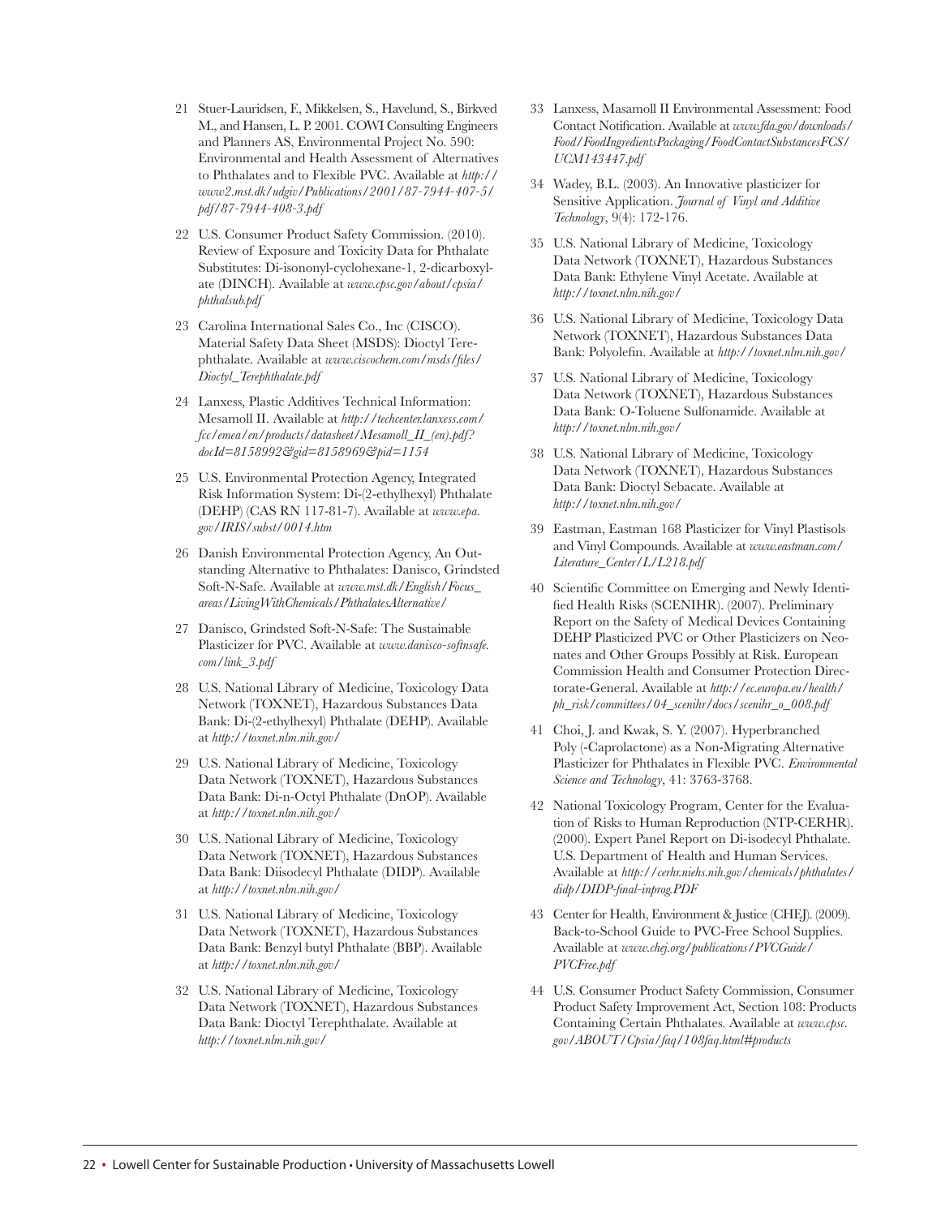21 Stuer-Lauridsen, F., Mikkelsen, S., Havelund, S., Birkved M., and Hansen, L. P. 2001. COWI Consulting Engineers and Planners AS, Environmental Project No. 590: Environmental and Health Assessment of Alternatives to Phthalates and to Flexible PVC. Available at *http://www2.mst.dk/udgiv/Publications/2001/87-7944-407-5/pdf/87-7944-408-3.pdf*

22 U.S. Consumer Product Safety Commission. (2010). Review of Exposure and Toxicity Data for Phthalate Substitutes: Di-isononyl-cyclohexane-1, 2-dicarboxylate (DINCH). Available at *www.cpsc.gov/about/cpsia/phthalsub.pdf*

23 Carolina International Sales Co., Inc (CISCO). Material Safety Data Sheet (MSDS): Dioctyl Terephthalate. Available at *www.ciscochem.com/msds/files/Dioctyl_Terephthalate.pdf*

24 Lanxess, Plastic Additives Technical Information: Mesamoll II. Available at *http://techcenter.lanxess.com/fcc/emea/en/products/datasheet/Mesamoll_II_(en).pdf?docId=8158992&gid=8158969&pid=1154*

25 U.S. Environmental Protection Agency, Integrated Risk Information System: Di-(2-ethylhexyl) Phthalate (DEHP) (CAS RN 117-81-7). Available at *www.epa.gov/IRIS/subst/0014.htm*

26 Danish Environmental Protection Agency, An Outstanding Alternative to Phthalates: Danisco, Grindsted Soft-N-Safe. Available at *www.mst.dk/English/Focus_areas/LivingWithChemicals/PhthalatesAlternative/*

27 Danisco, Grindsted Soft-N-Safe: The Sustainable Plasticizer for PVC. Available at *www.danisco-softnsafe.com/link_3.pdf*

28 U.S. National Library of Medicine, Toxicology Data Network (TOXNET), Hazardous Substances Data Bank: Di-(2-ethylhexyl) Phthalate (DEHP). Available at *http://toxnet.nlm.nih.gov/*

29 U.S. National Library of Medicine, Toxicology Data Network (TOXNET), Hazardous Substances Data Bank: Di-n-Octyl Phthalate (DnOP). Available at *http://toxnet.nlm.nih.gov/*

30 U.S. National Library of Medicine, Toxicology Data Network (TOXNET), Hazardous Substances Data Bank: Diisodecyl Phthalate (DIDP). Available at *http://toxnet.nlm.nih.gov/*

31 U.S. National Library of Medicine, Toxicology Data Network (TOXNET), Hazardous Substances Data Bank: Benzyl butyl Phthalate (BBP). Available at *http://toxnet.nlm.nih.gov/*

32 U.S. National Library of Medicine, Toxicology Data Network (TOXNET), Hazardous Substances Data Bank: Dioctyl Terephthalate. Available at *http://toxnet.nlm.nih.gov/*

33 Lanxess, Masamoll II Environmental Assessment: Food Contact Notification. Available at *www.fda.gov/downloads/Food/FoodIngredientsPackaging/FoodContactSubstancesFCS/UCM143447.pdf*

34 Wadey, B.L. (2003). An Innovative plasticizer for Sensitive Application. *Journal of Vinyl and Additive Technology*, 9(4): 172-176.

35 U.S. National Library of Medicine, Toxicology Data Network (TOXNET), Hazardous Substances Data Bank: Ethylene Vinyl Acetate. Available at *http://toxnet.nlm.nih.gov/*

36 U.S. National Library of Medicine, Toxicology Data Network (TOXNET), Hazardous Substances Data Bank: Polyolefin. Available at *http://toxnet.nlm.nih.gov/*

37 U.S. National Library of Medicine, Toxicology Data Network (TOXNET), Hazardous Substances Data Bank: O-Toluene Sulfonamide. Available at *http://toxnet.nlm.nih.gov/*

38 U.S. National Library of Medicine, Toxicology Data Network (TOXNET), Hazardous Substances Data Bank: Dioctyl Sebacate. Available at *http://toxnet.nlm.nih.gov/*

39 Eastman, Eastman 168 Plasticizer for Vinyl Plastisols and Vinyl Compounds. Available at *www.eastman.com/Literature_Center/L/L218.pdf*

40 Scientific Committee on Emerging and Newly Identified Health Risks (SCENIHR). (2007). Preliminary Report on the Safety of Medical Devices Containing DEHP Plasticized PVC or Other Plasticizers on Neonates and Other Groups Possibly at Risk. European Commission Health and Consumer Protection Directorate-General. Available at *http://ec.europa.eu/health/ph_risk/committees/04_scenihr/docs/scenihr_o_008.pdf*

41 Choi, J. and Kwak, S. Y. (2007). Hyperbranched Poly (-Caprolactone) as a Non-Migrating Alternative Plasticizer for Phthalates in Flexible PVC. *Environmental Science and Technology*, 41: 3763-3768.

42 National Toxicology Program, Center for the Evaluation of Risks to Human Reproduction (NTP-CERHR). (2000). Expert Panel Report on Di-isodecyl Phthalate. U.S. Department of Health and Human Services. Available at *http://cerhr.niehs.nih.gov/chemicals/phthalates/didp/DIDP-final-inprog.PDF*

43 Center for Health, Environment & Justice (CHEJ). (2009). Back-to-School Guide to PVC-Free School Supplies. Available at *www.chej.org/publications/PVCGuide/PVCFree.pdf*

44 U.S. Consumer Product Safety Commission, Consumer Product Safety Improvement Act, Section 108: Products Containing Certain Phthalates. Available at *www.cpsc.gov/ABOUT/Cpsia/faq/108faq.html#products*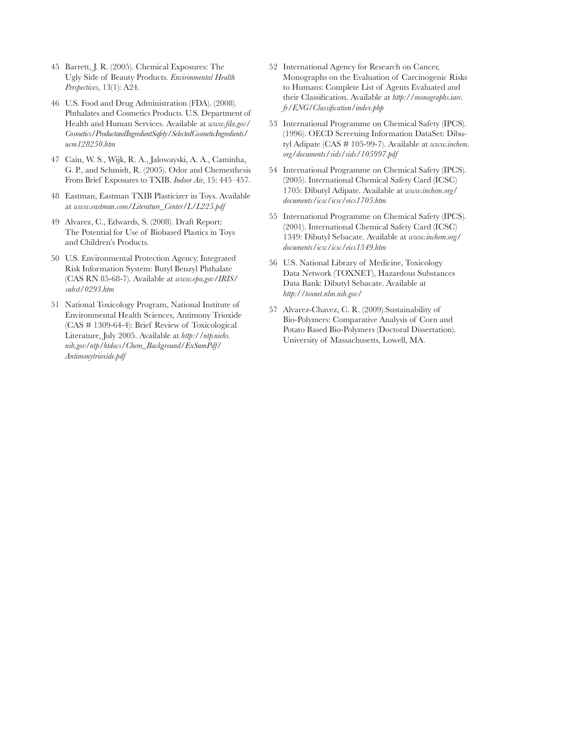45 Barrett, J. R. (2005). Chemical Exposures: The Ugly Side of Beauty Products. *Environmental Health Perspectives*, 13(1): A24.

46 U.S. Food and Drug Administration (FDA). (2008). Phthalates and Cosmetics Products. U.S. Department of Health and Human Services. Available at *www.fda.gov/Cosmetics/ProductandIngredientSafety/SelectedCosmeticIngredients/ucm128250.htm*

47 Cain, W. S., Wijk, R. A., Jalowayski, A. A., Caminha, G. P., and Schmidt, R. (2005). Odor and Chemesthesis From Brief Exposures to TXIB. *Indoor Air*, 15: 445–457.

48 Eastman, Eastman TXIB Plasticizer in Toys. Available at *www.eastman.com/Literature_Center/L/L225.pdf*

49 Alvarez, C., Edwards, S. (2008). Draft Report: The Potential for Use of Biobased Plastics in Toys and Children's Products.

50 U.S. Environmental Protection Agency, Integrated Risk Information System: Butyl Benzyl Phthalate (CAS RN 85-68-7). Available at *www.epa.gov/IRIS/subst/0293.htm*

51 National Toxicology Program, National Institute of Environmental Health Sciences, Antimony Trioxide (CAS # 1309-64-4): Brief Review of Toxicological Literature, July 2005. Available at *http://ntp.niehs.nih.gov/ntp/htdocs/Chem_Background/ExSumPdf/Antimonytrioxide.pdf*

52 International Agency for Research on Cancer, Monographs on the Evaluation of Carcinogenic Risks to Humans: Complete List of Agents Evaluated and their Classification. Available at *http://monographs.iarc.fr/ENG/Classification/index.php*

53 International Programme on Chemical Safety (IPCS). (1996). OECD Screening Information DataSet: Dibutyl Adipate (CAS # 105-99-7). Available at *www.inchem.org/documents/sids/sids/105997.pdf*

54 International Programme on Chemical Safety (IPCS). (2005). International Chemical Safety Card (ICSC) 1705: Dibutyl Adipate. Available at *www.inchem.org/documents/icsc/icsc/eics1705.htm*

55 International Programme on Chemical Safety (IPCS). (2001). International Chemical Safety Card (ICSC) 1349: Dibutyl Sebacate. Available at *www.inchem.org/documents/icsc/icsc/eics1349.htm*

56 U.S. National Library of Medicine, Toxicology Data Network (TOXNET), Hazardous Substances Data Bank: Dibutyl Sebacate. Available at *http://toxnet.nlm.nih.gov/*

57 Alvarez-Chavez, C. R. (2009).Sustainability of Bio-Polymers: Comparative Analysis of Corn and Potato Based Bio-Polymers (Doctoral Dissertation). University of Massachusetts, Lowell, MA.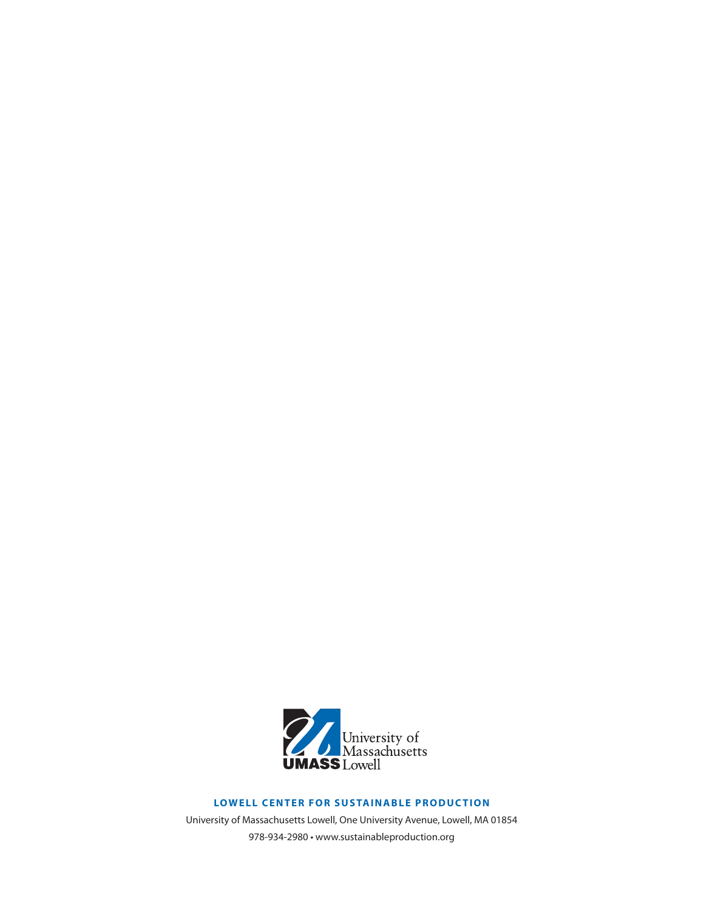University of Massachusetts
UMASS Lowell

**LOWELL CENTER FOR SUSTAINABLE PRODUCTION**

University of Massachusetts Lowell, One University Avenue, Lowell, MA 01854

978-934-2980 • www.sustainableproduction.org